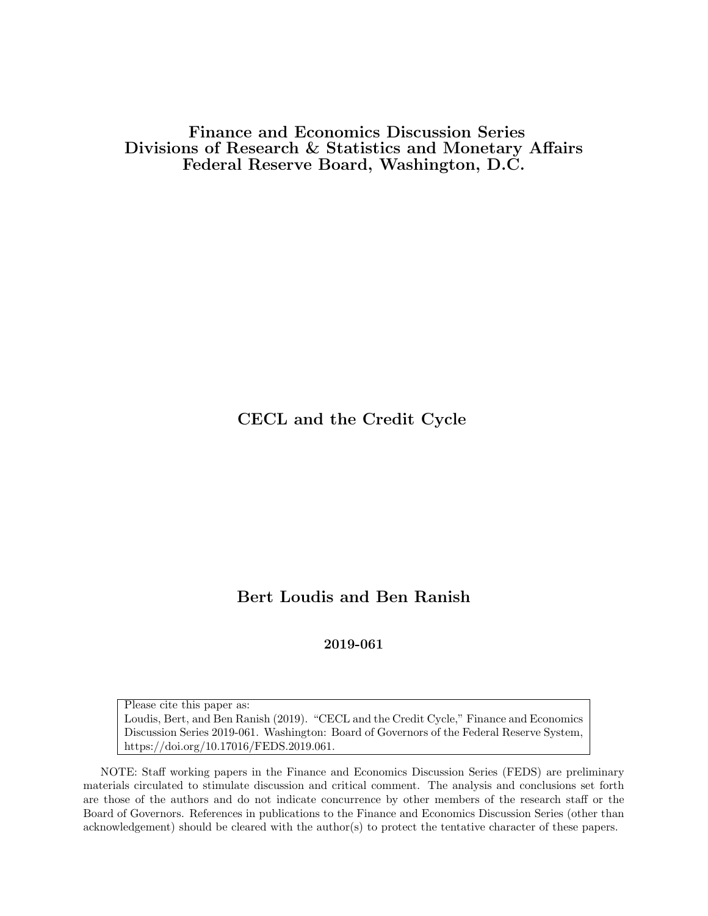**Finance and Economics Discussion Series**
**Divisions of Research & Statistics and Monetary Affairs**
**Federal Reserve Board, Washington, D.C.**

# CECL and the Credit Cycle

**Bert Loudis and Ben Ranish**

**2019-061**

Please cite this paper as:
Loudis, Bert, and Ben Ranish (2019). "CECL and the Credit Cycle," Finance and Economics Discussion Series 2019-061. Washington: Board of Governors of the Federal Reserve System, https://doi.org/10.17016/FEDS.2019.061.

NOTE: Staff working papers in the Finance and Economics Discussion Series (FEDS) are preliminary materials circulated to stimulate discussion and critical comment. The analysis and conclusions set forth are those of the authors and do not indicate concurrence by other members of the research staff or the Board of Governors. References in publications to the Finance and Economics Discussion Series (other than acknowledgement) should be cleared with the author(s) to protect the tentative character of these papers.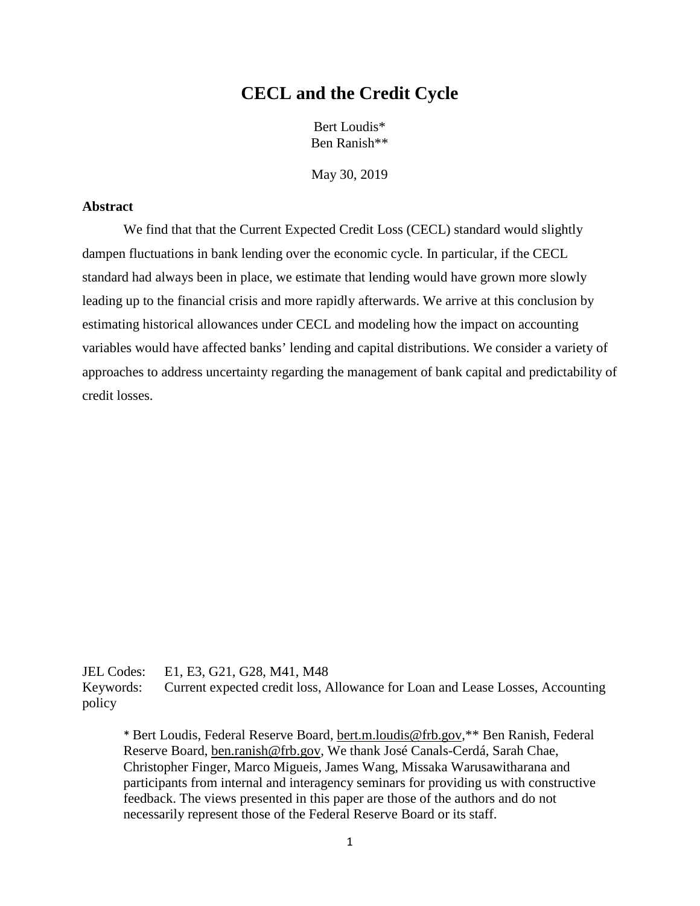# CECL and the Credit Cycle

Bert Loudis*  
Ben Ranish**

May 30, 2019

**Abstract**

We find that that the Current Expected Credit Loss (CECL) standard would slightly dampen fluctuations in bank lending over the economic cycle. In particular, if the CECL standard had always been in place, we estimate that lending would have grown more slowly leading up to the financial crisis and more rapidly afterwards. We arrive at this conclusion by estimating historical allowances under CECL and modeling how the impact on accounting variables would have affected banks' lending and capital distributions. We consider a variety of approaches to address uncertainty regarding the management of bank capital and predictability of credit losses.

JEL Codes: E1, E3, G21, G28, M41, M48  
Keywords: Current expected credit loss, Allowance for Loan and Lease Losses, Accounting policy

\* Bert Loudis, Federal Reserve Board, bert.m.loudis@frb.gov,** Ben Ranish, Federal Reserve Board, ben.ranish@frb.gov, We thank José Canals-Cerdá, Sarah Chae, Christopher Finger, Marco Migueis, James Wang, Missaka Warusawitharana and participants from internal and interagency seminars for providing us with constructive feedback. The views presented in this paper are those of the authors and do not necessarily represent those of the Federal Reserve Board or its staff.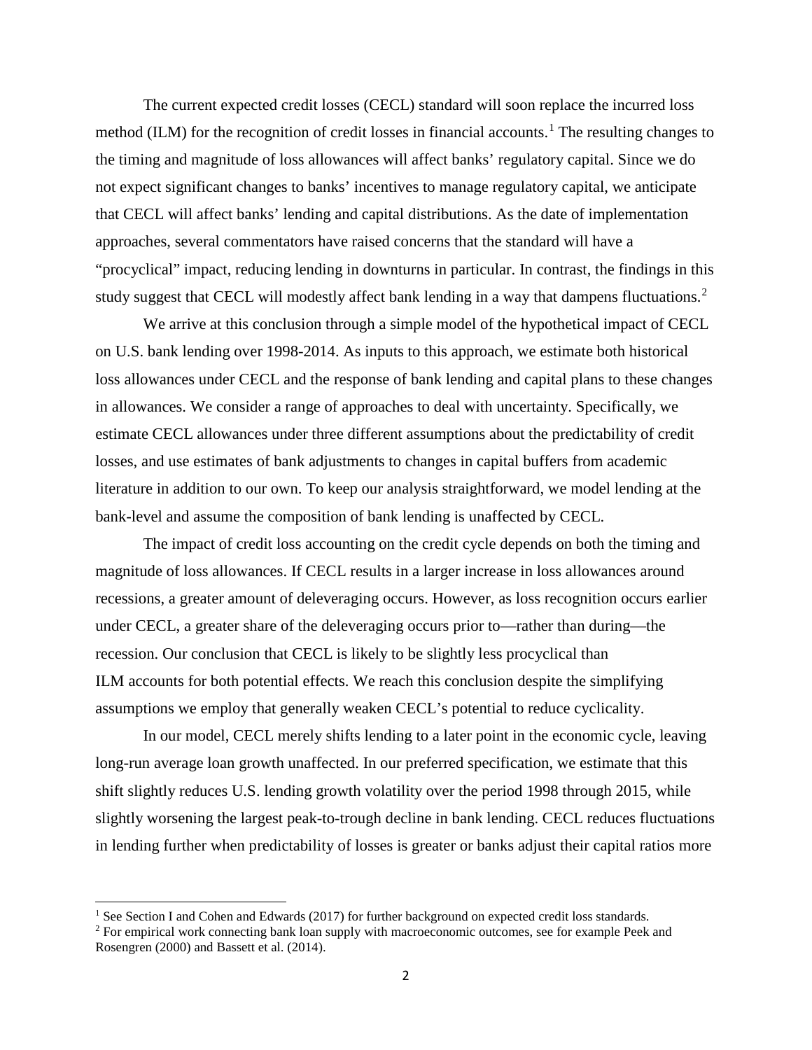The current expected credit losses (CECL) standard will soon replace the incurred loss method (ILM) for the recognition of credit losses in financial accounts.[1] The resulting changes to the timing and magnitude of loss allowances will affect banks' regulatory capital. Since we do not expect significant changes to banks' incentives to manage regulatory capital, we anticipate that CECL will affect banks' lending and capital distributions. As the date of implementation approaches, several commentators have raised concerns that the standard will have a "procyclical" impact, reducing lending in downturns in particular. In contrast, the findings in this study suggest that CECL will modestly affect bank lending in a way that dampens fluctuations.[2]

We arrive at this conclusion through a simple model of the hypothetical impact of CECL on U.S. bank lending over 1998-2014. As inputs to this approach, we estimate both historical loss allowances under CECL and the response of bank lending and capital plans to these changes in allowances. We consider a range of approaches to deal with uncertainty. Specifically, we estimate CECL allowances under three different assumptions about the predictability of credit losses, and use estimates of bank adjustments to changes in capital buffers from academic literature in addition to our own. To keep our analysis straightforward, we model lending at the bank-level and assume the composition of bank lending is unaffected by CECL.

The impact of credit loss accounting on the credit cycle depends on both the timing and magnitude of loss allowances. If CECL results in a larger increase in loss allowances around recessions, a greater amount of deleveraging occurs. However, as loss recognition occurs earlier under CECL, a greater share of the deleveraging occurs prior to—rather than during—the recession. Our conclusion that CECL is likely to be slightly less procyclical than ILM accounts for both potential effects. We reach this conclusion despite the simplifying assumptions we employ that generally weaken CECL's potential to reduce cyclicality.

In our model, CECL merely shifts lending to a later point in the economic cycle, leaving long-run average loan growth unaffected. In our preferred specification, we estimate that this shift slightly reduces U.S. lending growth volatility over the period 1998 through 2015, while slightly worsening the largest peak-to-trough decline in bank lending. CECL reduces fluctuations in lending further when predictability of losses is greater or banks adjust their capital ratios more

[1] See Section I and Cohen and Edwards (2017) for further background on expected credit loss standards.

[2] For empirical work connecting bank loan supply with macroeconomic outcomes, see for example Peek and Rosengren (2000) and Bassett et al. (2014).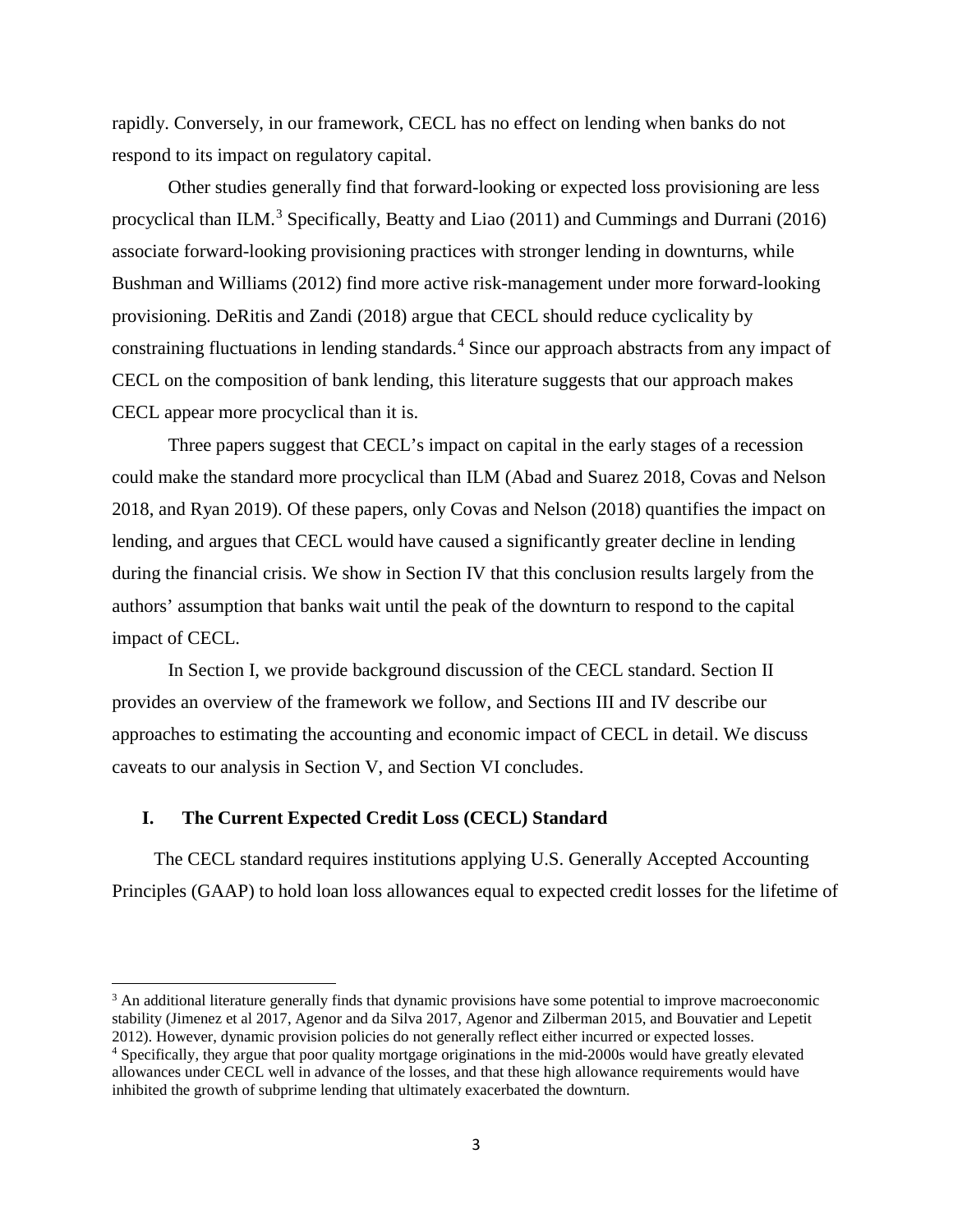rapidly. Conversely, in our framework, CECL has no effect on lending when banks do not respond to its impact on regulatory capital.

Other studies generally find that forward-looking or expected loss provisioning are less procyclical than ILM.[3] Specifically, Beatty and Liao (2011) and Cummings and Durrani (2016) associate forward-looking provisioning practices with stronger lending in downturns, while Bushman and Williams (2012) find more active risk-management under more forward-looking provisioning. DeRitis and Zandi (2018) argue that CECL should reduce cyclicality by constraining fluctuations in lending standards.[4] Since our approach abstracts from any impact of CECL on the composition of bank lending, this literature suggests that our approach makes CECL appear more procyclical than it is.

Three papers suggest that CECL's impact on capital in the early stages of a recession could make the standard more procyclical than ILM (Abad and Suarez 2018, Covas and Nelson 2018, and Ryan 2019). Of these papers, only Covas and Nelson (2018) quantifies the impact on lending, and argues that CECL would have caused a significantly greater decline in lending during the financial crisis. We show in Section IV that this conclusion results largely from the authors' assumption that banks wait until the peak of the downturn to respond to the capital impact of CECL.

In Section I, we provide background discussion of the CECL standard. Section II provides an overview of the framework we follow, and Sections III and IV describe our approaches to estimating the accounting and economic impact of CECL in detail. We discuss caveats to our analysis in Section V, and Section VI concludes.

## I. The Current Expected Credit Loss (CECL) Standard

The CECL standard requires institutions applying U.S. Generally Accepted Accounting Principles (GAAP) to hold loan loss allowances equal to expected credit losses for the lifetime of

[3] An additional literature generally finds that dynamic provisions have some potential to improve macroeconomic stability (Jimenez et al 2017, Agenor and da Silva 2017, Agenor and Zilberman 2015, and Bouvatier and Lepetit 2012). However, dynamic provision policies do not generally reflect either incurred or expected losses.

[4] Specifically, they argue that poor quality mortgage originations in the mid-2000s would have greatly elevated allowances under CECL well in advance of the losses, and that these high allowance requirements would have inhibited the growth of subprime lending that ultimately exacerbated the downturn.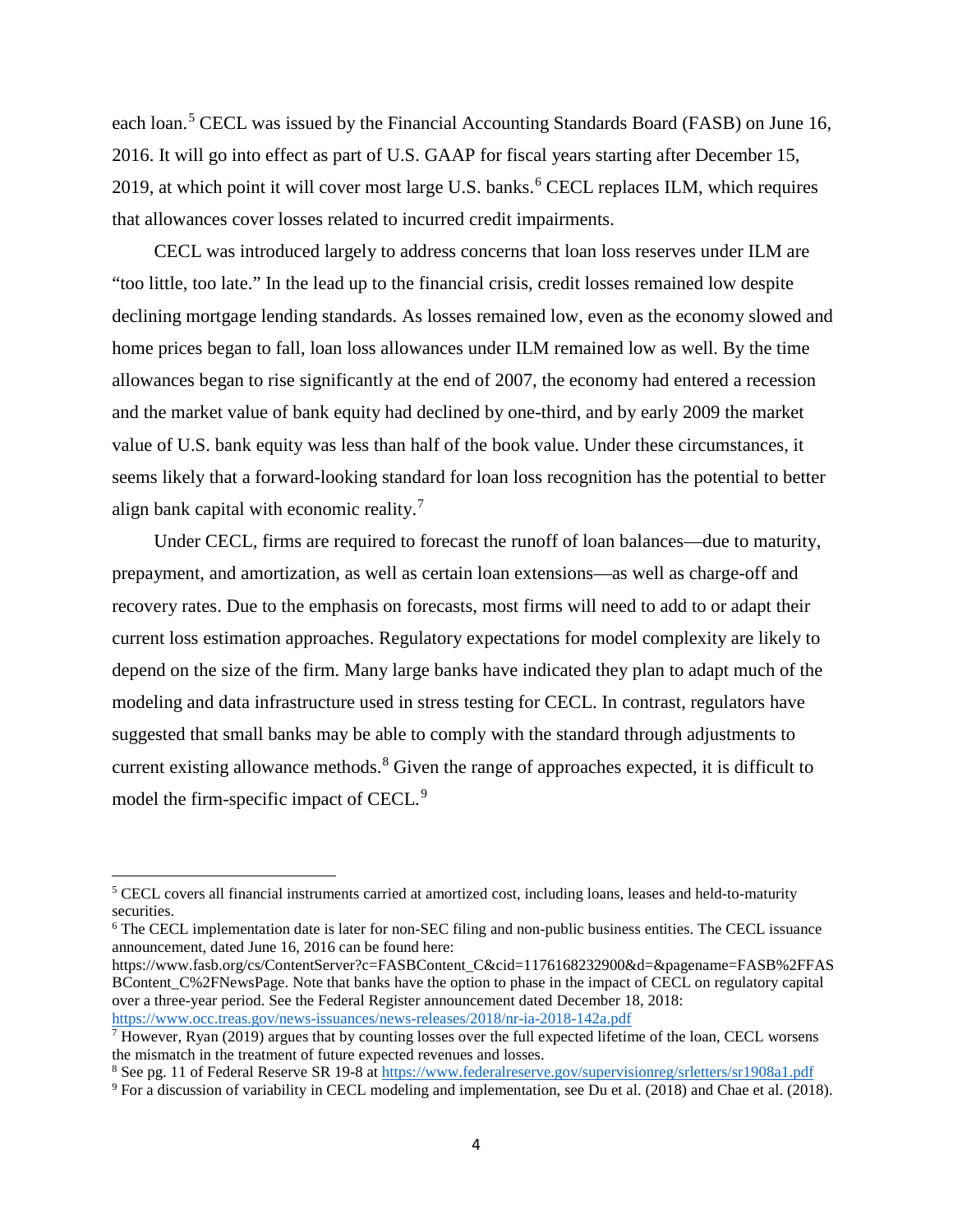each loan.[5] CECL was issued by the Financial Accounting Standards Board (FASB) on June 16, 2016. It will go into effect as part of U.S. GAAP for fiscal years starting after December 15, 2019, at which point it will cover most large U.S. banks.[6] CECL replaces ILM, which requires that allowances cover losses related to incurred credit impairments.

CECL was introduced largely to address concerns that loan loss reserves under ILM are "too little, too late." In the lead up to the financial crisis, credit losses remained low despite declining mortgage lending standards. As losses remained low, even as the economy slowed and home prices began to fall, loan loss allowances under ILM remained low as well. By the time allowances began to rise significantly at the end of 2007, the economy had entered a recession and the market value of bank equity had declined by one-third, and by early 2009 the market value of U.S. bank equity was less than half of the book value. Under these circumstances, it seems likely that a forward-looking standard for loan loss recognition has the potential to better align bank capital with economic reality.[7]

Under CECL, firms are required to forecast the runoff of loan balances—due to maturity, prepayment, and amortization, as well as certain loan extensions—as well as charge-off and recovery rates. Due to the emphasis on forecasts, most firms will need to add to or adapt their current loss estimation approaches. Regulatory expectations for model complexity are likely to depend on the size of the firm. Many large banks have indicated they plan to adapt much of the modeling and data infrastructure used in stress testing for CECL. In contrast, regulators have suggested that small banks may be able to comply with the standard through adjustments to current existing allowance methods.[8] Given the range of approaches expected, it is difficult to model the firm-specific impact of CECL.[9]

---

[5] CECL covers all financial instruments carried at amortized cost, including loans, leases and held-to-maturity securities.

[6] The CECL implementation date is later for non-SEC filing and non-public business entities. The CECL issuance announcement, dated June 16, 2016 can be found here: https://www.fasb.org/cs/ContentServer?c=FASBContent_C&cid=1176168232900&d=&pagename=FASB%2FFASBContent_C%2FNewsPage. Note that banks have the option to phase in the impact of CECL on regulatory capital over a three-year period. See the Federal Register announcement dated December 18, 2018: https://www.occ.treas.gov/news-issuances/news-releases/2018/nr-ia-2018-142a.pdf

[7] However, Ryan (2019) argues that by counting losses over the full expected lifetime of the loan, CECL worsens the mismatch in the treatment of future expected revenues and losses.

[8] See pg. 11 of Federal Reserve SR 19-8 at https://www.federalreserve.gov/supervisionreg/srletters/sr1908a1.pdf

[9] For a discussion of variability in CECL modeling and implementation, see Du et al. (2018) and Chae et al. (2018).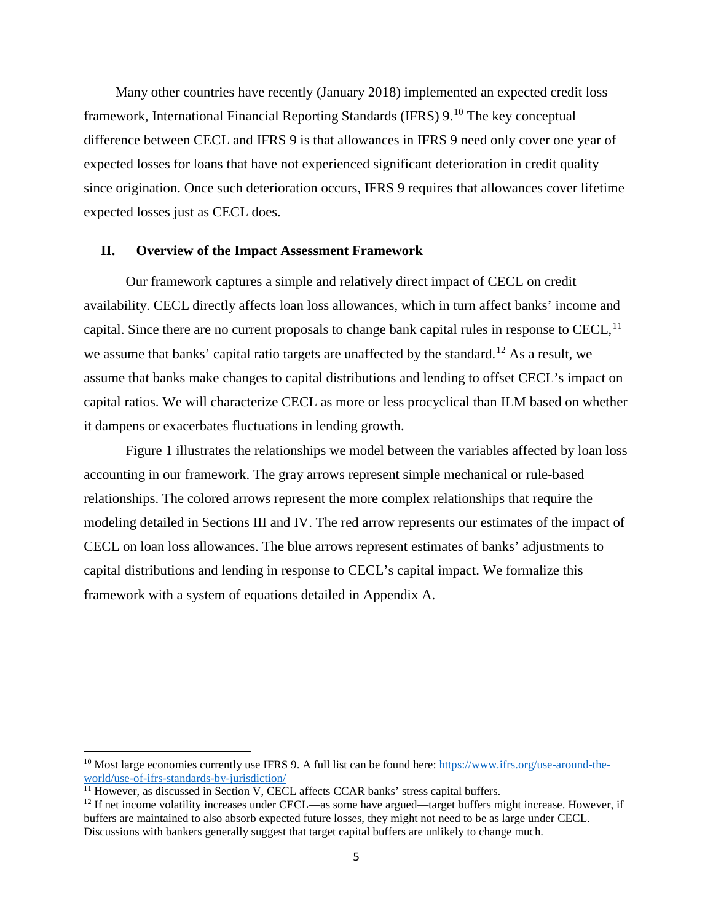Many other countries have recently (January 2018) implemented an expected credit loss framework, International Financial Reporting Standards (IFRS) 9.[10] The key conceptual difference between CECL and IFRS 9 is that allowances in IFRS 9 need only cover one year of expected losses for loans that have not experienced significant deterioration in credit quality since origination. Once such deterioration occurs, IFRS 9 requires that allowances cover lifetime expected losses just as CECL does.

## II. Overview of the Impact Assessment Framework

Our framework captures a simple and relatively direct impact of CECL on credit availability. CECL directly affects loan loss allowances, which in turn affect banks' income and capital. Since there are no current proposals to change bank capital rules in response to CECL,[11] we assume that banks' capital ratio targets are unaffected by the standard.[12] As a result, we assume that banks make changes to capital distributions and lending to offset CECL's impact on capital ratios. We will characterize CECL as more or less procyclical than ILM based on whether it dampens or exacerbates fluctuations in lending growth.

Figure 1 illustrates the relationships we model between the variables affected by loan loss accounting in our framework. The gray arrows represent simple mechanical or rule-based relationships. The colored arrows represent the more complex relationships that require the modeling detailed in Sections III and IV. The red arrow represents our estimates of the impact of CECL on loan loss allowances. The blue arrows represent estimates of banks' adjustments to capital distributions and lending in response to CECL's capital impact. We formalize this framework with a system of equations detailed in Appendix A.

---

[10] Most large economies currently use IFRS 9. A full list can be found here: https://www.ifrs.org/use-around-the-world/use-of-ifrs-standards-by-jurisdiction/

[11] However, as discussed in Section V, CECL affects CCAR banks' stress capital buffers.

[12] If net income volatility increases under CECL—as some have argued—target buffers might increase. However, if buffers are maintained to also absorb expected future losses, they might not need to be as large under CECL. Discussions with bankers generally suggest that target capital buffers are unlikely to change much.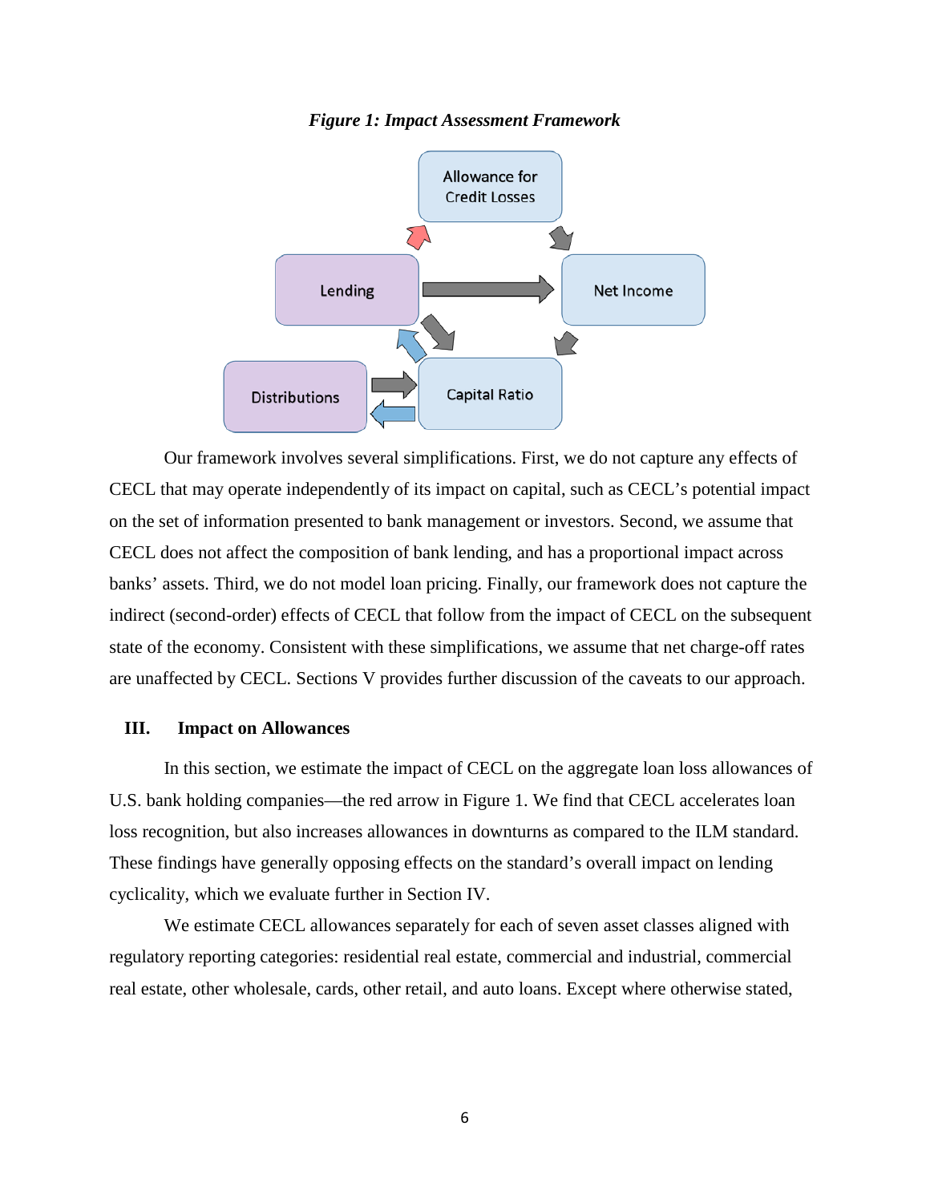*Figure 1: Impact Assessment Framework*

Our framework involves several simplifications. First, we do not capture any effects of CECL that may operate independently of its impact on capital, such as CECL's potential impact on the set of information presented to bank management or investors. Second, we assume that CECL does not affect the composition of bank lending, and has a proportional impact across banks' assets. Third, we do not model loan pricing. Finally, our framework does not capture the indirect (second-order) effects of CECL that follow from the impact of CECL on the subsequent state of the economy. Consistent with these simplifications, we assume that net charge-off rates are unaffected by CECL. Sections V provides further discussion of the caveats to our approach.

## III. Impact on Allowances

In this section, we estimate the impact of CECL on the aggregate loan loss allowances of U.S. bank holding companies—the red arrow in Figure 1. We find that CECL accelerates loan loss recognition, but also increases allowances in downturns as compared to the ILM standard. These findings have generally opposing effects on the standard's overall impact on lending cyclicality, which we evaluate further in Section IV.

We estimate CECL allowances separately for each of seven asset classes aligned with regulatory reporting categories: residential real estate, commercial and industrial, commercial real estate, other wholesale, cards, other retail, and auto loans. Except where otherwise stated,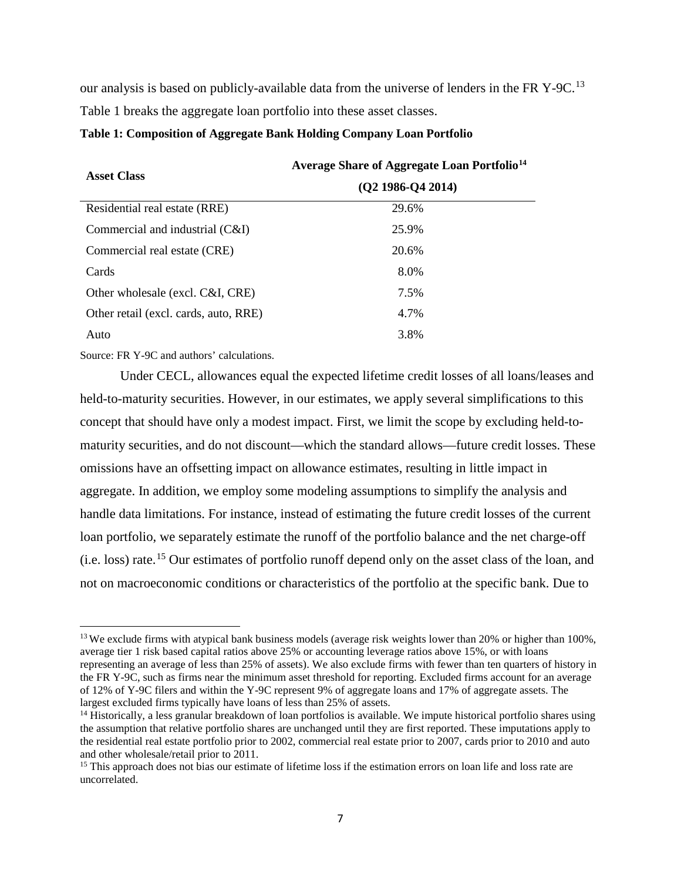our analysis is based on publicly-available data from the universe of lenders in the FR Y-9C.[13] Table 1 breaks the aggregate loan portfolio into these asset classes.

**Table 1: Composition of Aggregate Bank Holding Company Loan Portfolio**

| Asset Class | Average Share of Aggregate Loan Portfolio[14] (Q2 1986-Q4 2014) |
|---|---|
| Residential real estate (RRE) | 29.6% |
| Commercial and industrial (C&I) | 25.9% |
| Commercial real estate (CRE) | 20.6% |
| Cards | 8.0% |
| Other wholesale (excl. C&I, CRE) | 7.5% |
| Other retail (excl. cards, auto, RRE) | 4.7% |
| Auto | 3.8% |

Source: FR Y-9C and authors' calculations.

Under CECL, allowances equal the expected lifetime credit losses of all loans/leases and held-to-maturity securities. However, in our estimates, we apply several simplifications to this concept that should have only a modest impact. First, we limit the scope by excluding held-to-maturity securities, and do not discount—which the standard allows—future credit losses. These omissions have an offsetting impact on allowance estimates, resulting in little impact in aggregate. In addition, we employ some modeling assumptions to simplify the analysis and handle data limitations. For instance, instead of estimating the future credit losses of the current loan portfolio, we separately estimate the runoff of the portfolio balance and the net charge-off (i.e. loss) rate.[15] Our estimates of portfolio runoff depend only on the asset class of the loan, and not on macroeconomic conditions or characteristics of the portfolio at the specific bank. Due to

---

[13] We exclude firms with atypical bank business models (average risk weights lower than 20% or higher than 100%, average tier 1 risk based capital ratios above 25% or accounting leverage ratios above 15%, or with loans representing an average of less than 25% of assets). We also exclude firms with fewer than ten quarters of history in the FR Y-9C, such as firms near the minimum asset threshold for reporting. Excluded firms account for an average of 12% of Y-9C filers and within the Y-9C represent 9% of aggregate loans and 17% of aggregate assets. The largest excluded firms typically have loans of less than 25% of assets.

[14] Historically, a less granular breakdown of loan portfolios is available. We impute historical portfolio shares using the assumption that relative portfolio shares are unchanged until they are first reported. These imputations apply to the residential real estate portfolio prior to 2002, commercial real estate prior to 2007, cards prior to 2010 and auto and other wholesale/retail prior to 2011.

[15] This approach does not bias our estimate of lifetime loss if the estimation errors on loan life and loss rate are uncorrelated.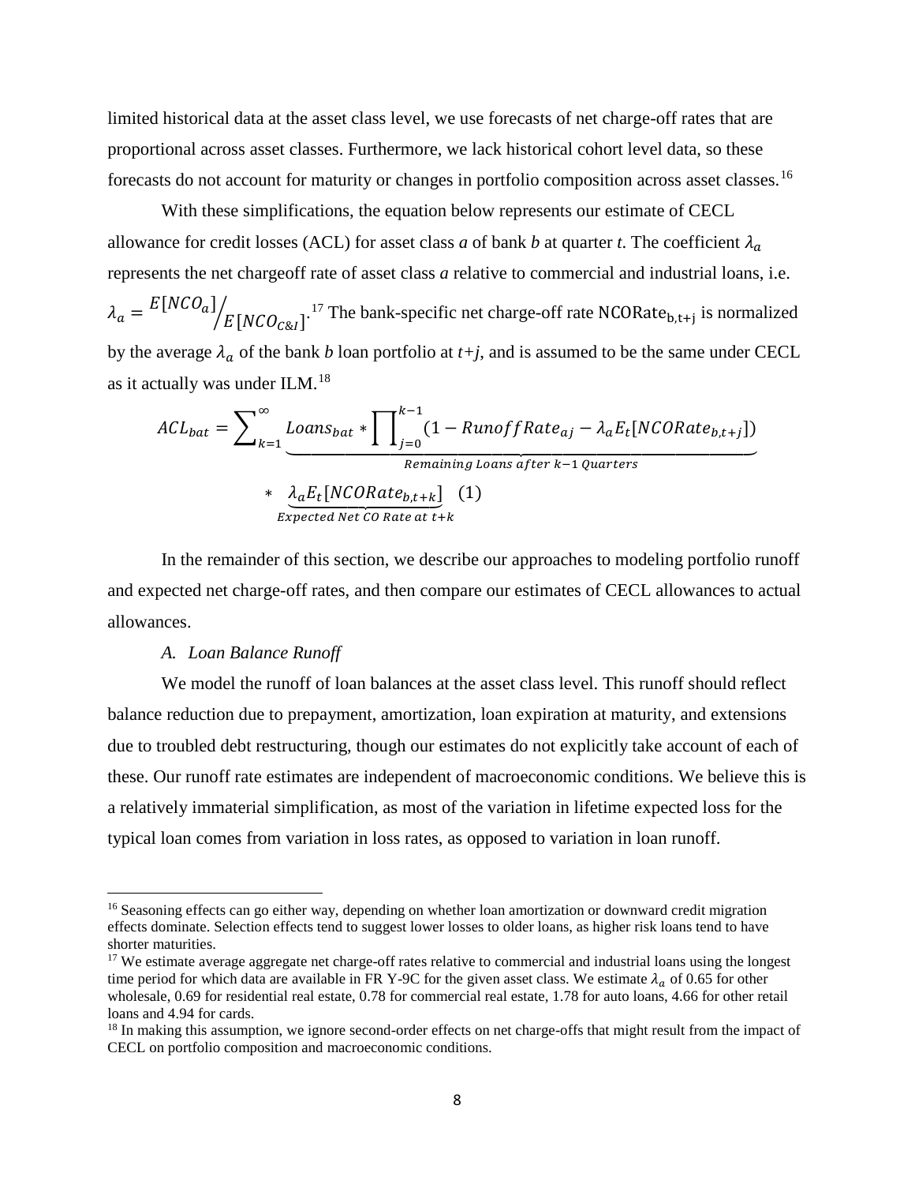limited historical data at the asset class level, we use forecasts of net charge-off rates that are proportional across asset classes. Furthermore, we lack historical cohort level data, so these forecasts do not account for maturity or changes in portfolio composition across asset classes.[16]

With these simplifications, the equation below represents our estimate of CECL allowance for credit losses (ACL) for asset class *a* of bank *b* at quarter *t*. The coefficient $\lambda_a$ represents the net chargeoff rate of asset class *a* relative to commercial and industrial loans, i.e. $\lambda_a = {E[NCO_a]}/{E[NCO_{C\&I}]}$.[17] The bank-specific net charge-off rate $\text{NCORate}_{\text{b,t+j}}$ is normalized by the average $\lambda_a$ of the bank *b* loan portfolio at *t+j*, and is assumed to be the same under CECL as it actually was under ILM.[18]

$$ACL_{bat} = \sum_{k=1}^{\infty} \underbrace{Loans_{bat} * \prod_{j=0}^{k-1} (1 - RunoffRate_{aj} - \lambda_a E_t[NCORate_{b,t+j}])}_{Remaining\ Loans\ after\ k-1\ Quarters} * \underbrace{\lambda_a E_t[NCORate_{b,t+k}]}_{Expected\ Net\ CO\ Rate\ at\ t+k} \quad (1)$$

In the remainder of this section, we describe our approaches to modeling portfolio runoff and expected net charge-off rates, and then compare our estimates of CECL allowances to actual allowances.

### *A. Loan Balance Runoff*

We model the runoff of loan balances at the asset class level. This runoff should reflect balance reduction due to prepayment, amortization, loan expiration at maturity, and extensions due to troubled debt restructuring, though our estimates do not explicitly take account of each of these. Our runoff rate estimates are independent of macroeconomic conditions. We believe this is a relatively immaterial simplification, as most of the variation in lifetime expected loss for the typical loan comes from variation in loss rates, as opposed to variation in loan runoff.

---

[16] Seasoning effects can go either way, depending on whether loan amortization or downward credit migration effects dominate. Selection effects tend to suggest lower losses to older loans, as higher risk loans tend to have shorter maturities.

[17] We estimate average aggregate net charge-off rates relative to commercial and industrial loans using the longest time period for which data are available in FR Y-9C for the given asset class. We estimate $\lambda_a$ of 0.65 for other wholesale, 0.69 for residential real estate, 0.78 for commercial real estate, 1.78 for auto loans, 4.66 for other retail loans and 4.94 for cards.

[18] In making this assumption, we ignore second-order effects on net charge-offs that might result from the impact of CECL on portfolio composition and macroeconomic conditions.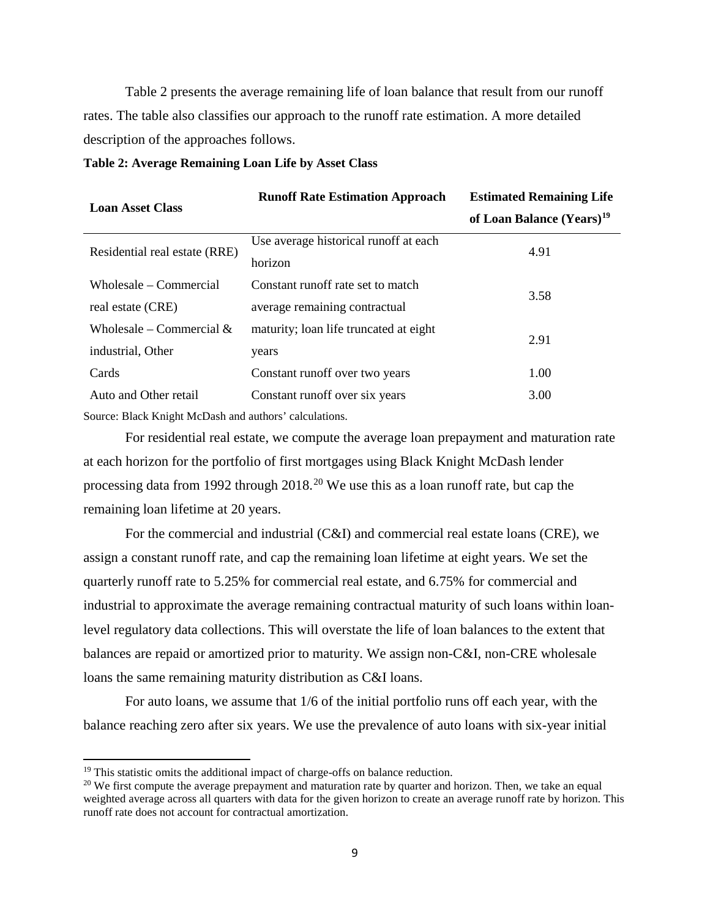Table 2 presents the average remaining life of loan balance that result from our runoff rates. The table also classifies our approach to the runoff rate estimation. A more detailed description of the approaches follows.

**Table 2: Average Remaining Loan Life by Asset Class**

| Loan Asset Class | Runoff Rate Estimation Approach | Estimated Remaining Life of Loan Balance (Years)[19] |
|---|---|---|
| Residential real estate (RRE) | Use average historical runoff at each horizon | 4.91 |
| Wholesale – Commercial real estate (CRE) | Constant runoff rate set to match average remaining contractual maturity; loan life truncated at eight years | 3.58 |
| Wholesale – Commercial & industrial, Other | | 2.91 |
| Cards | Constant runoff over two years | 1.00 |
| Auto and Other retail | Constant runoff over six years | 3.00 |

Source: Black Knight McDash and authors' calculations.

For residential real estate, we compute the average loan prepayment and maturation rate at each horizon for the portfolio of first mortgages using Black Knight McDash lender processing data from 1992 through 2018.[20] We use this as a loan runoff rate, but cap the remaining loan lifetime at 20 years.

For the commercial and industrial (C&I) and commercial real estate loans (CRE), we assign a constant runoff rate, and cap the remaining loan lifetime at eight years. We set the quarterly runoff rate to 5.25% for commercial real estate, and 6.75% for commercial and industrial to approximate the average remaining contractual maturity of such loans within loan-level regulatory data collections. This will overstate the life of loan balances to the extent that balances are repaid or amortized prior to maturity. We assign non-C&I, non-CRE wholesale loans the same remaining maturity distribution as C&I loans.

For auto loans, we assume that 1/6 of the initial portfolio runs off each year, with the balance reaching zero after six years. We use the prevalence of auto loans with six-year initial

[19] This statistic omits the additional impact of charge-offs on balance reduction.

[20] We first compute the average prepayment and maturation rate by quarter and horizon. Then, we take an equal weighted average across all quarters with data for the given horizon to create an average runoff rate by horizon. This runoff rate does not account for contractual amortization.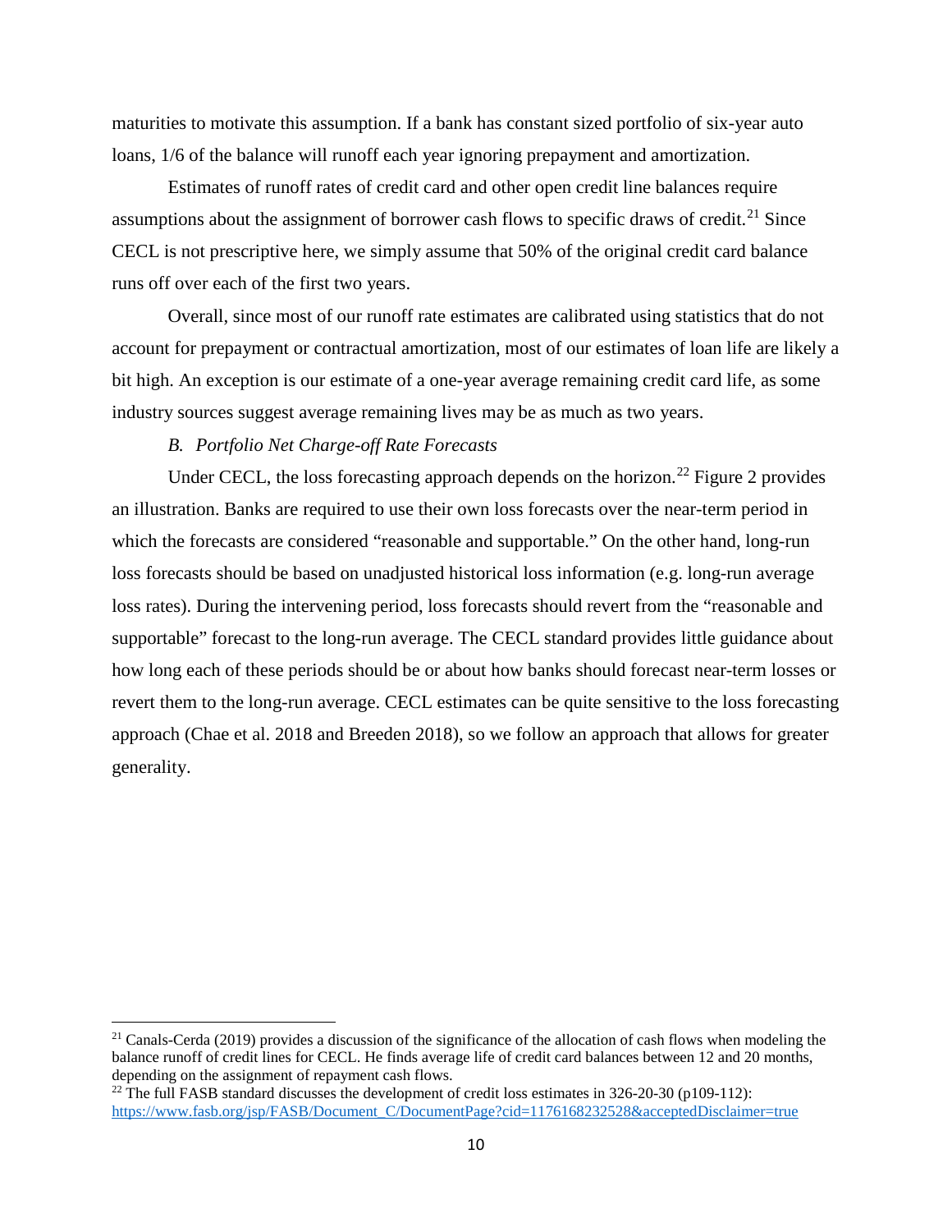maturities to motivate this assumption. If a bank has constant sized portfolio of six-year auto loans, 1/6 of the balance will runoff each year ignoring prepayment and amortization.

Estimates of runoff rates of credit card and other open credit line balances require assumptions about the assignment of borrower cash flows to specific draws of credit.[21] Since CECL is not prescriptive here, we simply assume that 50% of the original credit card balance runs off over each of the first two years.

Overall, since most of our runoff rate estimates are calibrated using statistics that do not account for prepayment or contractual amortization, most of our estimates of loan life are likely a bit high. An exception is our estimate of a one-year average remaining credit card life, as some industry sources suggest average remaining lives may be as much as two years.

### *B. Portfolio Net Charge-off Rate Forecasts*

Under CECL, the loss forecasting approach depends on the horizon.[22] Figure 2 provides an illustration. Banks are required to use their own loss forecasts over the near-term period in which the forecasts are considered "reasonable and supportable." On the other hand, long-run loss forecasts should be based on unadjusted historical loss information (e.g. long-run average loss rates). During the intervening period, loss forecasts should revert from the "reasonable and supportable" forecast to the long-run average. The CECL standard provides little guidance about how long each of these periods should be or about how banks should forecast near-term losses or revert them to the long-run average. CECL estimates can be quite sensitive to the loss forecasting approach (Chae et al. 2018 and Breeden 2018), so we follow an approach that allows for greater generality.

---

[21] Canals-Cerda (2019) provides a discussion of the significance of the allocation of cash flows when modeling the balance runoff of credit lines for CECL. He finds average life of credit card balances between 12 and 20 months, depending on the assignment of repayment cash flows.

[22] The full FASB standard discusses the development of credit loss estimates in 326-20-30 (p109-112): https://www.fasb.org/jsp/FASB/Document_C/DocumentPage?cid=1176168232528&acceptedDisclaimer=true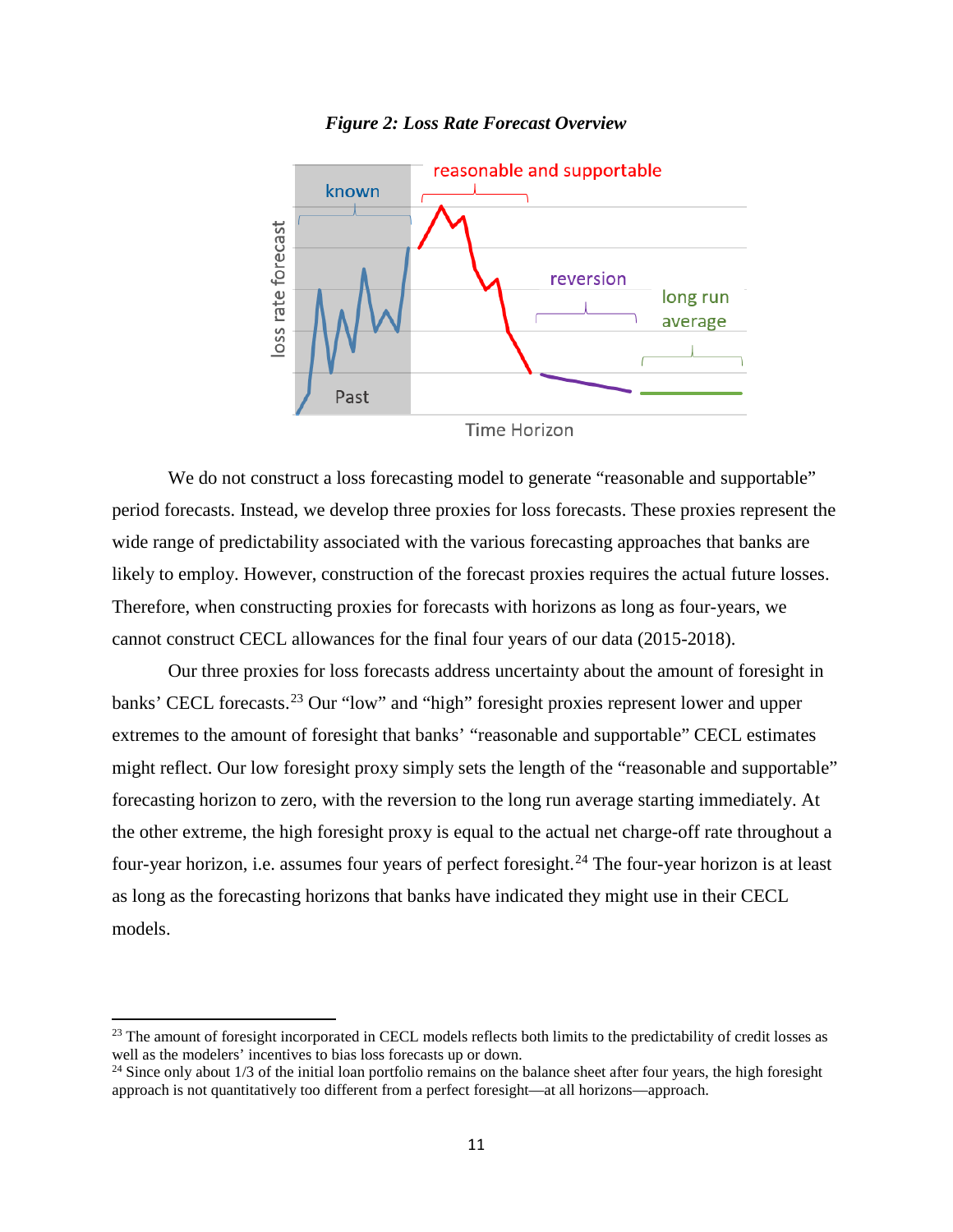*Figure 2: Loss Rate Forecast Overview*

We do not construct a loss forecasting model to generate "reasonable and supportable" period forecasts. Instead, we develop three proxies for loss forecasts. These proxies represent the wide range of predictability associated with the various forecasting approaches that banks are likely to employ. However, construction of the forecast proxies requires the actual future losses. Therefore, when constructing proxies for forecasts with horizons as long as four-years, we cannot construct CECL allowances for the final four years of our data (2015-2018).

Our three proxies for loss forecasts address uncertainty about the amount of foresight in banks' CECL forecasts.[23] Our "low" and "high" foresight proxies represent lower and upper extremes to the amount of foresight that banks' "reasonable and supportable" CECL estimates might reflect. Our low foresight proxy simply sets the length of the "reasonable and supportable" forecasting horizon to zero, with the reversion to the long run average starting immediately. At the other extreme, the high foresight proxy is equal to the actual net charge-off rate throughout a four-year horizon, i.e. assumes four years of perfect foresight.[24] The four-year horizon is at least as long as the forecasting horizons that banks have indicated they might use in their CECL models.

[23] The amount of foresight incorporated in CECL models reflects both limits to the predictability of credit losses as well as the modelers' incentives to bias loss forecasts up or down.

[24] Since only about 1/3 of the initial loan portfolio remains on the balance sheet after four years, the high foresight approach is not quantitatively too different from a perfect foresight—at all horizons—approach.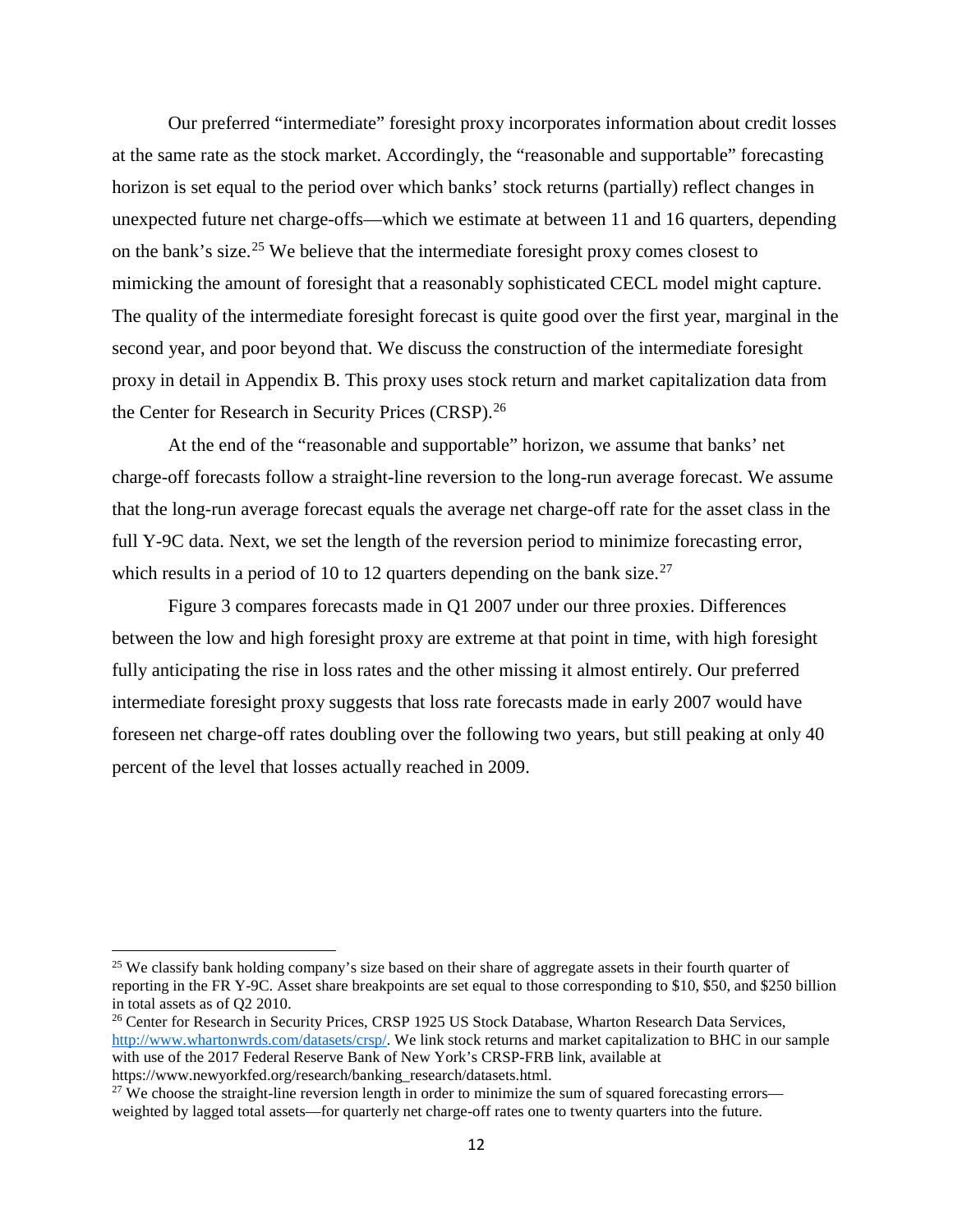Our preferred "intermediate" foresight proxy incorporates information about credit losses at the same rate as the stock market. Accordingly, the "reasonable and supportable" forecasting horizon is set equal to the period over which banks' stock returns (partially) reflect changes in unexpected future net charge-offs—which we estimate at between 11 and 16 quarters, depending on the bank's size.[25] We believe that the intermediate foresight proxy comes closest to mimicking the amount of foresight that a reasonably sophisticated CECL model might capture. The quality of the intermediate foresight forecast is quite good over the first year, marginal in the second year, and poor beyond that. We discuss the construction of the intermediate foresight proxy in detail in Appendix B. This proxy uses stock return and market capitalization data from the Center for Research in Security Prices (CRSP).[26]

At the end of the "reasonable and supportable" horizon, we assume that banks' net charge-off forecasts follow a straight-line reversion to the long-run average forecast. We assume that the long-run average forecast equals the average net charge-off rate for the asset class in the full Y-9C data. Next, we set the length of the reversion period to minimize forecasting error, which results in a period of 10 to 12 quarters depending on the bank size.[27]

Figure 3 compares forecasts made in Q1 2007 under our three proxies. Differences between the low and high foresight proxy are extreme at that point in time, with high foresight fully anticipating the rise in loss rates and the other missing it almost entirely. Our preferred intermediate foresight proxy suggests that loss rate forecasts made in early 2007 would have foreseen net charge-off rates doubling over the following two years, but still peaking at only 40 percent of the level that losses actually reached in 2009.

---

[25] We classify bank holding company's size based on their share of aggregate assets in their fourth quarter of reporting in the FR Y-9C. Asset share breakpoints are set equal to those corresponding to $10, $50, and $250 billion in total assets as of Q2 2010.

[26] Center for Research in Security Prices, CRSP 1925 US Stock Database, Wharton Research Data Services, http://www.whartonwrds.com/datasets/crsp/. We link stock returns and market capitalization to BHC in our sample with use of the 2017 Federal Reserve Bank of New York's CRSP-FRB link, available at https://www.newyorkfed.org/research/banking_research/datasets.html.

[27] We choose the straight-line reversion length in order to minimize the sum of squared forecasting errors—weighted by lagged total assets—for quarterly net charge-off rates one to twenty quarters into the future.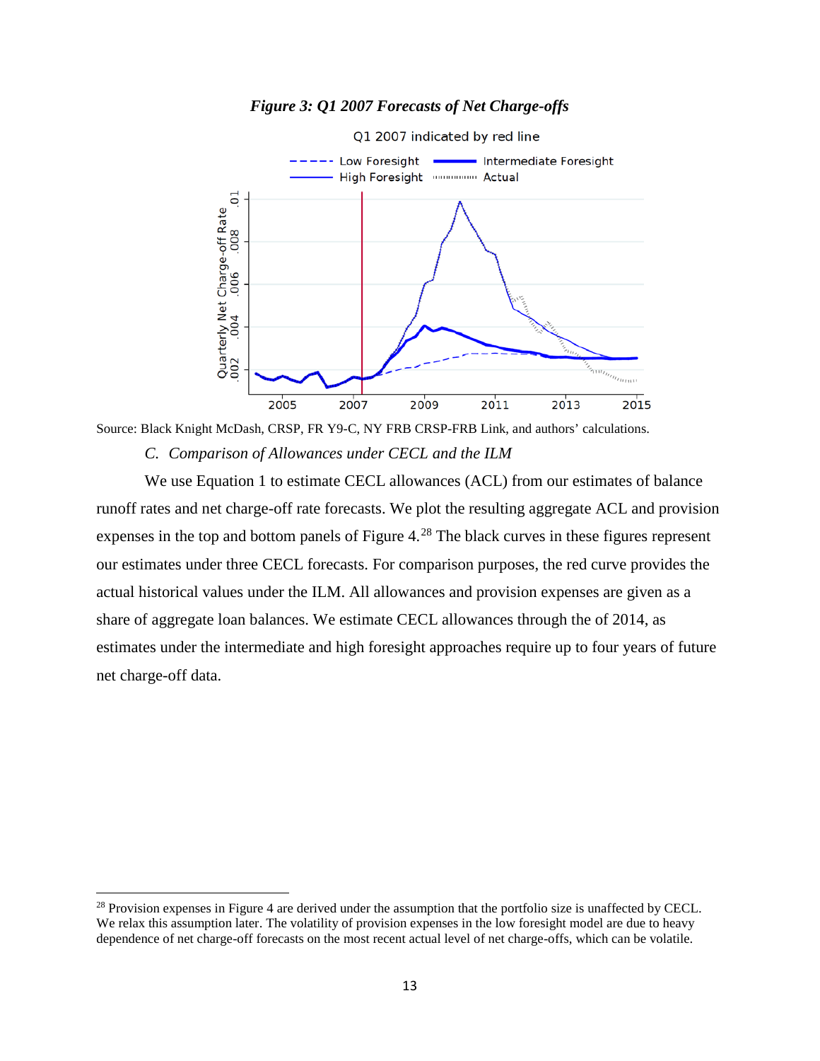***Figure 3: Q1 2007 Forecasts of Net Charge-offs***

Source: Black Knight McDash, CRSP, FR Y9-C, NY FRB CRSP-FRB Link, and authors' calculations.

*C. Comparison of Allowances under CECL and the ILM*

We use Equation 1 to estimate CECL allowances (ACL) from our estimates of balance runoff rates and net charge-off rate forecasts. We plot the resulting aggregate ACL and provision expenses in the top and bottom panels of Figure 4.[28] The black curves in these figures represent our estimates under three CECL forecasts. For comparison purposes, the red curve provides the actual historical values under the ILM. All allowances and provision expenses are given as a share of aggregate loan balances. We estimate CECL allowances through the of 2014, as estimates under the intermediate and high foresight approaches require up to four years of future net charge-off data.

[28] Provision expenses in Figure 4 are derived under the assumption that the portfolio size is unaffected by CECL. We relax this assumption later. The volatility of provision expenses in the low foresight model are due to heavy dependence of net charge-off forecasts on the most recent actual level of net charge-offs, which can be volatile.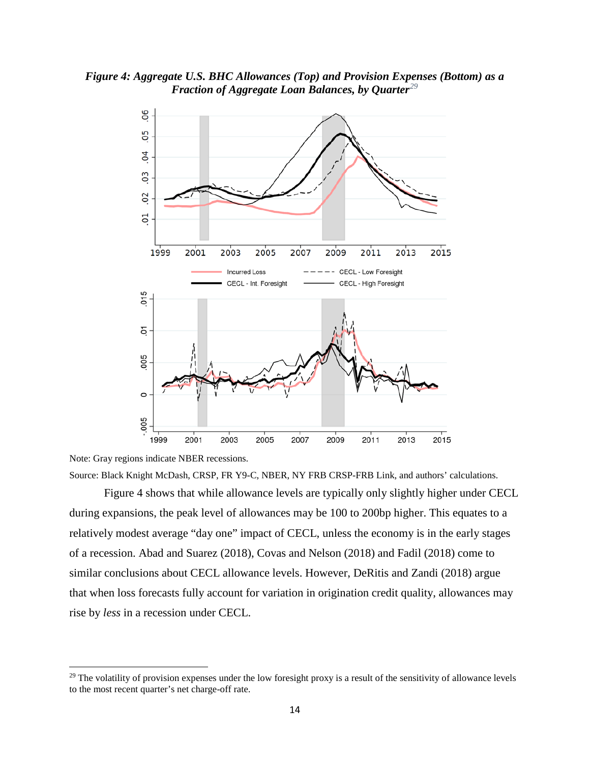***Figure 4: Aggregate U.S. BHC Allowances (Top) and Provision Expenses (Bottom) as a Fraction of Aggregate Loan Balances, by Quarter***[29]

Note: Gray regions indicate NBER recessions.

Source: Black Knight McDash, CRSP, FR Y9-C, NBER, NY FRB CRSP-FRB Link, and authors' calculations.

Figure 4 shows that while allowance levels are typically only slightly higher under CECL during expansions, the peak level of allowances may be 100 to 200bp higher. This equates to a relatively modest average "day one" impact of CECL, unless the economy is in the early stages of a recession. Abad and Suarez (2018), Covas and Nelson (2018) and Fadil (2018) come to similar conclusions about CECL allowance levels. However, DeRitis and Zandi (2018) argue that when loss forecasts fully account for variation in origination credit quality, allowances may rise by *less* in a recession under CECL.

---

[29] The volatility of provision expenses under the low foresight proxy is a result of the sensitivity of allowance levels to the most recent quarter's net charge-off rate.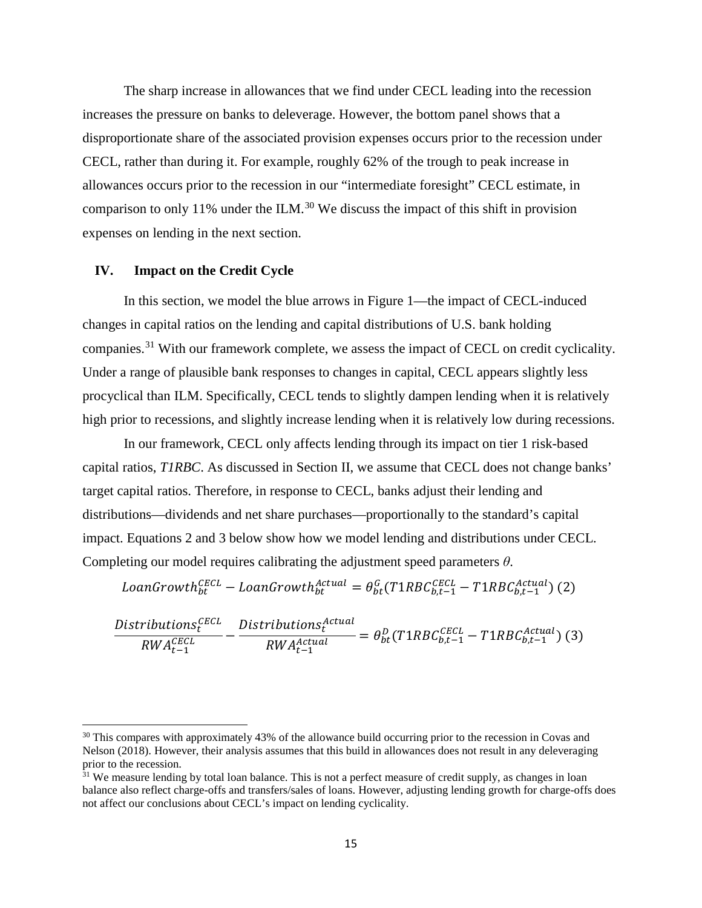The sharp increase in allowances that we find under CECL leading into the recession increases the pressure on banks to deleverage. However, the bottom panel shows that a disproportionate share of the associated provision expenses occurs prior to the recession under CECL, rather than during it. For example, roughly 62% of the trough to peak increase in allowances occurs prior to the recession in our "intermediate foresight" CECL estimate, in comparison to only 11% under the ILM.[30] We discuss the impact of this shift in provision expenses on lending in the next section.

## IV. Impact on the Credit Cycle

In this section, we model the blue arrows in Figure 1—the impact of CECL-induced changes in capital ratios on the lending and capital distributions of U.S. bank holding companies.[31] With our framework complete, we assess the impact of CECL on credit cyclicality. Under a range of plausible bank responses to changes in capital, CECL appears slightly less procyclical than ILM. Specifically, CECL tends to slightly dampen lending when it is relatively high prior to recessions, and slightly increase lending when it is relatively low during recessions.

In our framework, CECL only affects lending through its impact on tier 1 risk-based capital ratios, *T1RBC*. As discussed in Section II, we assume that CECL does not change banks' target capital ratios. Therefore, in response to CECL, banks adjust their lending and distributions—dividends and net share purchases—proportionally to the standard's capital impact. Equations 2 and 3 below show how we model lending and distributions under CECL. Completing our model requires calibrating the adjustment speed parameters $\theta$.

$$LoanGrowth_{bt}^{CECL} - LoanGrowth_{bt}^{Actual} = \theta_{bt}^{G}(T1RBC_{b,t-1}^{CECL} - T1RBC_{b,t-1}^{Actual}) \quad (2)$$

$$\frac{Distributions_{t}^{CECL}}{RWA_{t-1}^{CECL}} - \frac{Distributions_{t}^{Actual}}{RWA_{t-1}^{Actual}} = \theta_{bt}^{D}(T1RBC_{b,t-1}^{CECL} - T1RBC_{b,t-1}^{Actual}) \quad (3)$$

---

[30] This compares with approximately 43% of the allowance build occurring prior to the recession in Covas and Nelson (2018). However, their analysis assumes that this build in allowances does not result in any deleveraging prior to the recession.

[31] We measure lending by total loan balance. This is not a perfect measure of credit supply, as changes in loan balance also reflect charge-offs and transfers/sales of loans. However, adjusting lending growth for charge-offs does not affect our conclusions about CECL's impact on lending cyclicality.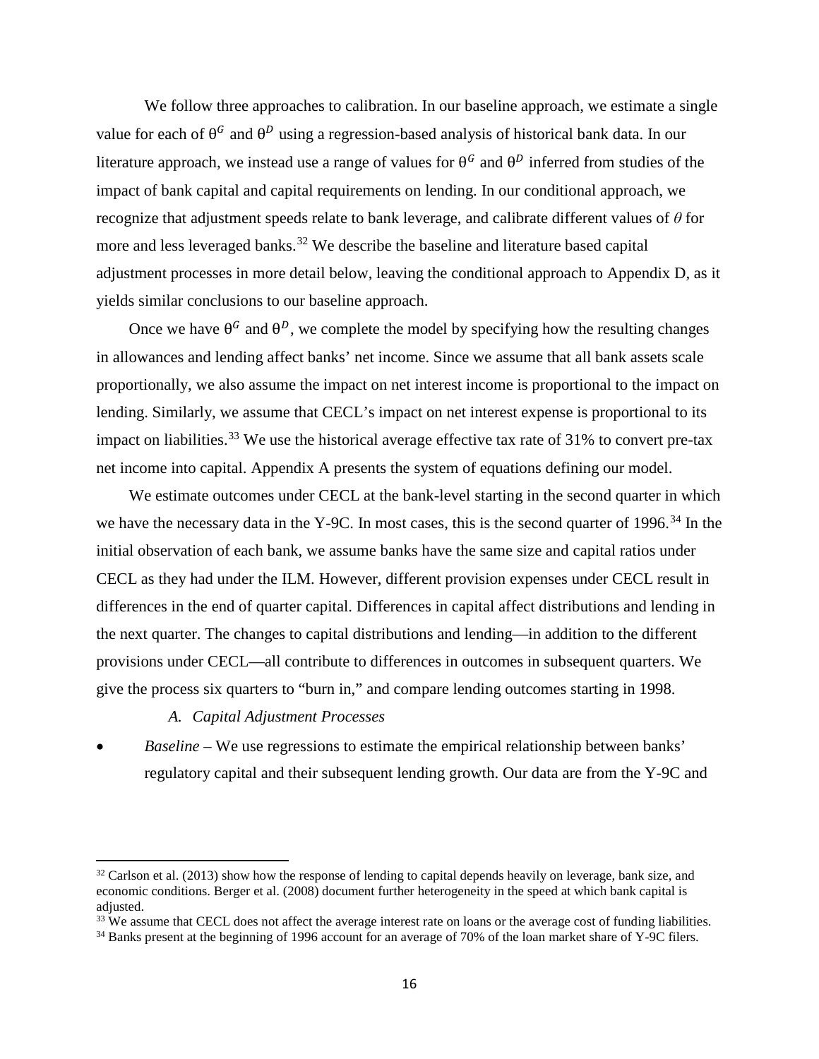We follow three approaches to calibration. In our baseline approach, we estimate a single value for each of $\theta^G$ and $\theta^D$ using a regression-based analysis of historical bank data. In our literature approach, we instead use a range of values for $\theta^G$ and $\theta^D$ inferred from studies of the impact of bank capital and capital requirements on lending. In our conditional approach, we recognize that adjustment speeds relate to bank leverage, and calibrate different values of $\theta$ for more and less leveraged banks.[32] We describe the baseline and literature based capital adjustment processes in more detail below, leaving the conditional approach to Appendix D, as it yields similar conclusions to our baseline approach.

Once we have $\theta^G$ and $\theta^D$, we complete the model by specifying how the resulting changes in allowances and lending affect banks' net income. Since we assume that all bank assets scale proportionally, we also assume the impact on net interest income is proportional to the impact on lending. Similarly, we assume that CECL's impact on net interest expense is proportional to its impact on liabilities.[33] We use the historical average effective tax rate of 31% to convert pre-tax net income into capital. Appendix A presents the system of equations defining our model.

We estimate outcomes under CECL at the bank-level starting in the second quarter in which we have the necessary data in the Y-9C. In most cases, this is the second quarter of 1996.[34] In the initial observation of each bank, we assume banks have the same size and capital ratios under CECL as they had under the ILM. However, different provision expenses under CECL result in differences in the end of quarter capital. Differences in capital affect distributions and lending in the next quarter. The changes to capital distributions and lending—in addition to the different provisions under CECL—all contribute to differences in outcomes in subsequent quarters. We give the process six quarters to "burn in," and compare lending outcomes starting in 1998.

### *A. Capital Adjustment Processes*

- *Baseline* – We use regressions to estimate the empirical relationship between banks' regulatory capital and their subsequent lending growth. Our data are from the Y-9C and

---

[32] Carlson et al. (2013) show how the response of lending to capital depends heavily on leverage, bank size, and economic conditions. Berger et al. (2008) document further heterogeneity in the speed at which bank capital is adjusted.

[33] We assume that CECL does not affect the average interest rate on loans or the average cost of funding liabilities.

[34] Banks present at the beginning of 1996 account for an average of 70% of the loan market share of Y-9C filers.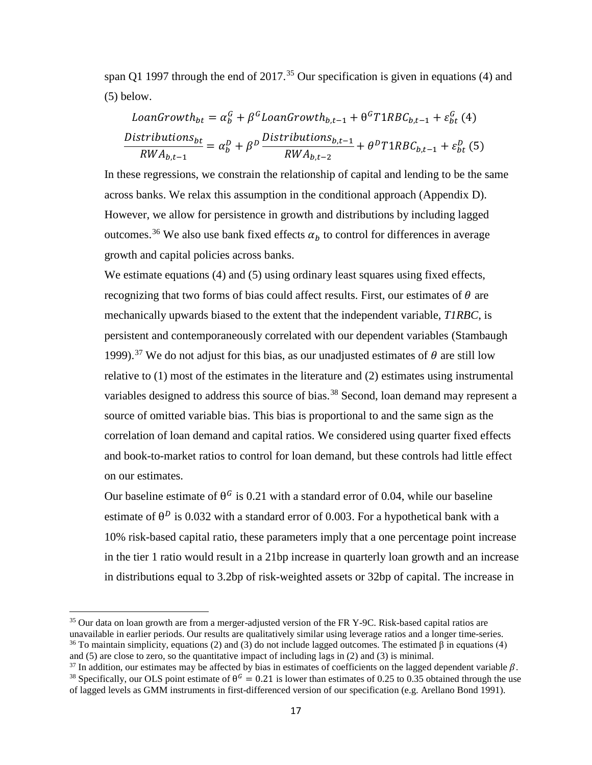span Q1 1997 through the end of 2017.[35] Our specification is given in equations (4) and (5) below.

$$LoanGrowth_{bt} = \alpha_b^G + \beta^G LoanGrowth_{b,t-1} + \theta^G T1RBC_{b,t-1} + \varepsilon_{bt}^G \ (4)$$

$$\frac{Distributions_{bt}}{RWA_{b,t-1}} = \alpha_b^D + \beta^D \frac{Distributions_{b,t-1}}{RWA_{b,t-2}} + \theta^D T1RBC_{b,t-1} + \varepsilon_{bt}^D \ (5)$$

In these regressions, we constrain the relationship of capital and lending to be the same across banks. We relax this assumption in the conditional approach (Appendix D). However, we allow for persistence in growth and distributions by including lagged outcomes.[36] We also use bank fixed effects $\alpha_b$ to control for differences in average growth and capital policies across banks.

We estimate equations (4) and (5) using ordinary least squares using fixed effects, recognizing that two forms of bias could affect results. First, our estimates of $\theta$ are mechanically upwards biased to the extent that the independent variable, *T1RBC*, is persistent and contemporaneously correlated with our dependent variables (Stambaugh 1999).[37] We do not adjust for this bias, as our unadjusted estimates of $\theta$ are still low relative to (1) most of the estimates in the literature and (2) estimates using instrumental variables designed to address this source of bias.[38] Second, loan demand may represent a source of omitted variable bias. This bias is proportional to and the same sign as the correlation of loan demand and capital ratios. We considered using quarter fixed effects and book-to-market ratios to control for loan demand, but these controls had little effect on our estimates.

Our baseline estimate of $\theta^G$ is 0.21 with a standard error of 0.04, while our baseline estimate of $\theta^D$ is 0.032 with a standard error of 0.003. For a hypothetical bank with a 10% risk-based capital ratio, these parameters imply that a one percentage point increase in the tier 1 ratio would result in a 21bp increase in quarterly loan growth and an increase in distributions equal to 3.2bp of risk-weighted assets or 32bp of capital. The increase in

---

[35] Our data on loan growth are from a merger-adjusted version of the FR Y-9C. Risk-based capital ratios are unavailable in earlier periods. Our results are qualitatively similar using leverage ratios and a longer time-series.

[36] To maintain simplicity, equations (2) and (3) do not include lagged outcomes. The estimated $\beta$ in equations (4) and (5) are close to zero, so the quantitative impact of including lags in (2) and (3) is minimal.

[37] In addition, our estimates may be affected by bias in estimates of coefficients on the lagged dependent variable $\beta$.

[38] Specifically, our OLS point estimate of $\theta^G = 0.21$ is lower than estimates of 0.25 to 0.35 obtained through the use of lagged levels as GMM instruments in first-differenced version of our specification (e.g. Arellano Bond 1991).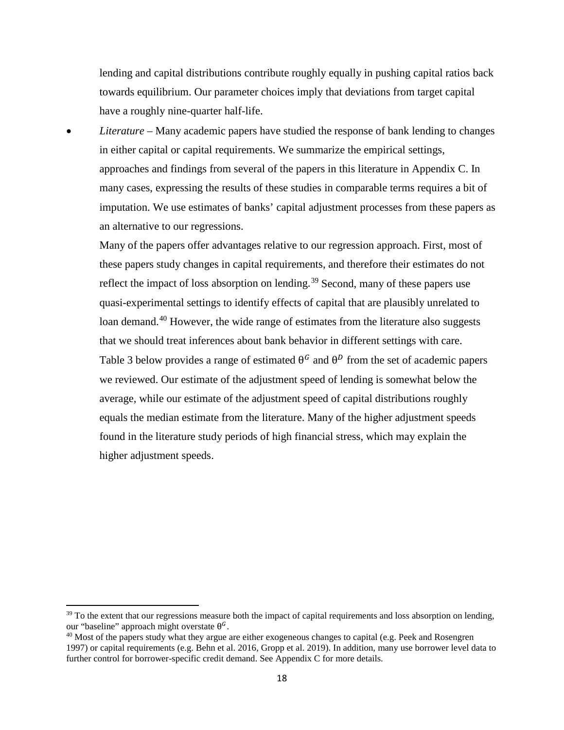lending and capital distributions contribute roughly equally in pushing capital ratios back towards equilibrium. Our parameter choices imply that deviations from target capital have a roughly nine-quarter half-life.

- *Literature* – Many academic papers have studied the response of bank lending to changes in either capital or capital requirements. We summarize the empirical settings, approaches and findings from several of the papers in this literature in Appendix C. In many cases, expressing the results of these studies in comparable terms requires a bit of imputation. We use estimates of banks' capital adjustment processes from these papers as an alternative to our regressions.

  Many of the papers offer advantages relative to our regression approach. First, most of these papers study changes in capital requirements, and therefore their estimates do not reflect the impact of loss absorption on lending.[39] Second, many of these papers use quasi-experimental settings to identify effects of capital that are plausibly unrelated to loan demand.[40] However, the wide range of estimates from the literature also suggests that we should treat inferences about bank behavior in different settings with care. Table 3 below provides a range of estimated $\theta^G$ and $\theta^D$ from the set of academic papers we reviewed. Our estimate of the adjustment speed of lending is somewhat below the average, while our estimate of the adjustment speed of capital distributions roughly equals the median estimate from the literature. Many of the higher adjustment speeds found in the literature study periods of high financial stress, which may explain the higher adjustment speeds.

[39] To the extent that our regressions measure both the impact of capital requirements and loss absorption on lending, our "baseline" approach might overstate $\theta^G$.

[40] Most of the papers study what they argue are either exogeneous changes to capital (e.g. Peek and Rosengren 1997) or capital requirements (e.g. Behn et al. 2016, Gropp et al. 2019). In addition, many use borrower level data to further control for borrower-specific credit demand. See Appendix C for more details.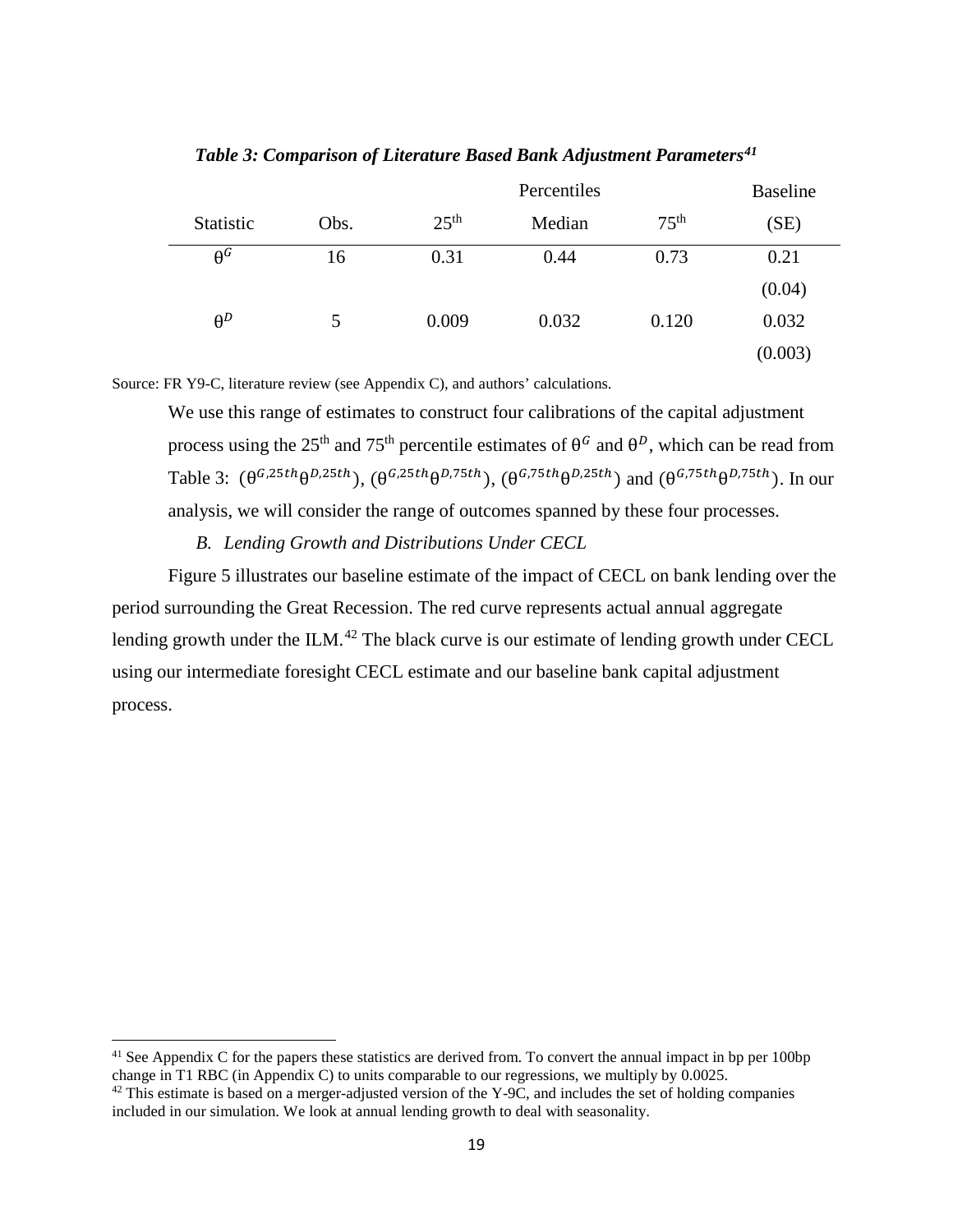***Table 3: Comparison of Literature Based Bank Adjustment Parameters[41]***

| | | Percentiles | | | Baseline |
|---|---|---|---|---|---|
| Statistic | Obs. | 25th | Median | 75th | (SE) |
| $\theta^G$ | 16 | 0.31 | 0.44 | 0.73 | 0.21 |
| | | | | | (0.04) |
| $\theta^D$ | 5 | 0.009 | 0.032 | 0.120 | 0.032 |
| | | | | | (0.003) |

Source: FR Y9-C, literature review (see Appendix C), and authors' calculations.

We use this range of estimates to construct four calibrations of the capital adjustment process using the 25th and 75th percentile estimates of $\theta^G$ and $\theta^D$, which can be read from Table 3: $(\theta^{G,25th}\theta^{D,25th})$, $(\theta^{G,25th}\theta^{D,75th})$, $(\theta^{G,75th}\theta^{D,25th})$ and $(\theta^{G,75th}\theta^{D,75th})$. In our analysis, we will consider the range of outcomes spanned by these four processes.

*B. Lending Growth and Distributions Under CECL*

Figure 5 illustrates our baseline estimate of the impact of CECL on bank lending over the period surrounding the Great Recession. The red curve represents actual annual aggregate lending growth under the ILM.[42] The black curve is our estimate of lending growth under CECL using our intermediate foresight CECL estimate and our baseline bank capital adjustment process.

[41] See Appendix C for the papers these statistics are derived from. To convert the annual impact in bp per 100bp change in T1 RBC (in Appendix C) to units comparable to our regressions, we multiply by 0.0025.

[42] This estimate is based on a merger-adjusted version of the Y-9C, and includes the set of holding companies included in our simulation. We look at annual lending growth to deal with seasonality.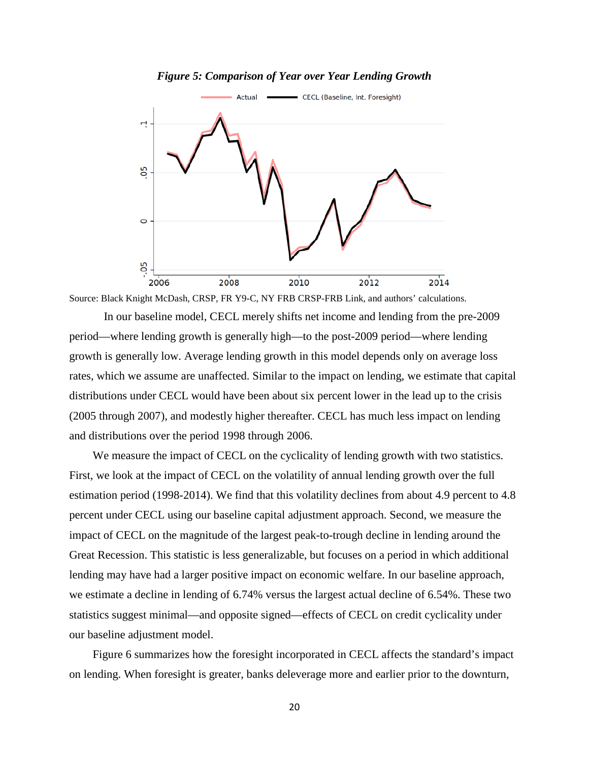*Figure 5: Comparison of Year over Year Lending Growth*

Source: Black Knight McDash, CRSP, FR Y9-C, NY FRB CRSP-FRB Link, and authors' calculations.

In our baseline model, CECL merely shifts net income and lending from the pre-2009 period—where lending growth is generally high—to the post-2009 period—where lending growth is generally low. Average lending growth in this model depends only on average loss rates, which we assume are unaffected. Similar to the impact on lending, we estimate that capital distributions under CECL would have been about six percent lower in the lead up to the crisis (2005 through 2007), and modestly higher thereafter. CECL has much less impact on lending and distributions over the period 1998 through 2006.

We measure the impact of CECL on the cyclicality of lending growth with two statistics. First, we look at the impact of CECL on the volatility of annual lending growth over the full estimation period (1998-2014). We find that this volatility declines from about 4.9 percent to 4.8 percent under CECL using our baseline capital adjustment approach. Second, we measure the impact of CECL on the magnitude of the largest peak-to-trough decline in lending around the Great Recession. This statistic is less generalizable, but focuses on a period in which additional lending may have had a larger positive impact on economic welfare. In our baseline approach, we estimate a decline in lending of 6.74% versus the largest actual decline of 6.54%. These two statistics suggest minimal—and opposite signed—effects of CECL on credit cyclicality under our baseline adjustment model.

Figure 6 summarizes how the foresight incorporated in CECL affects the standard's impact on lending. When foresight is greater, banks deleverage more and earlier prior to the downturn,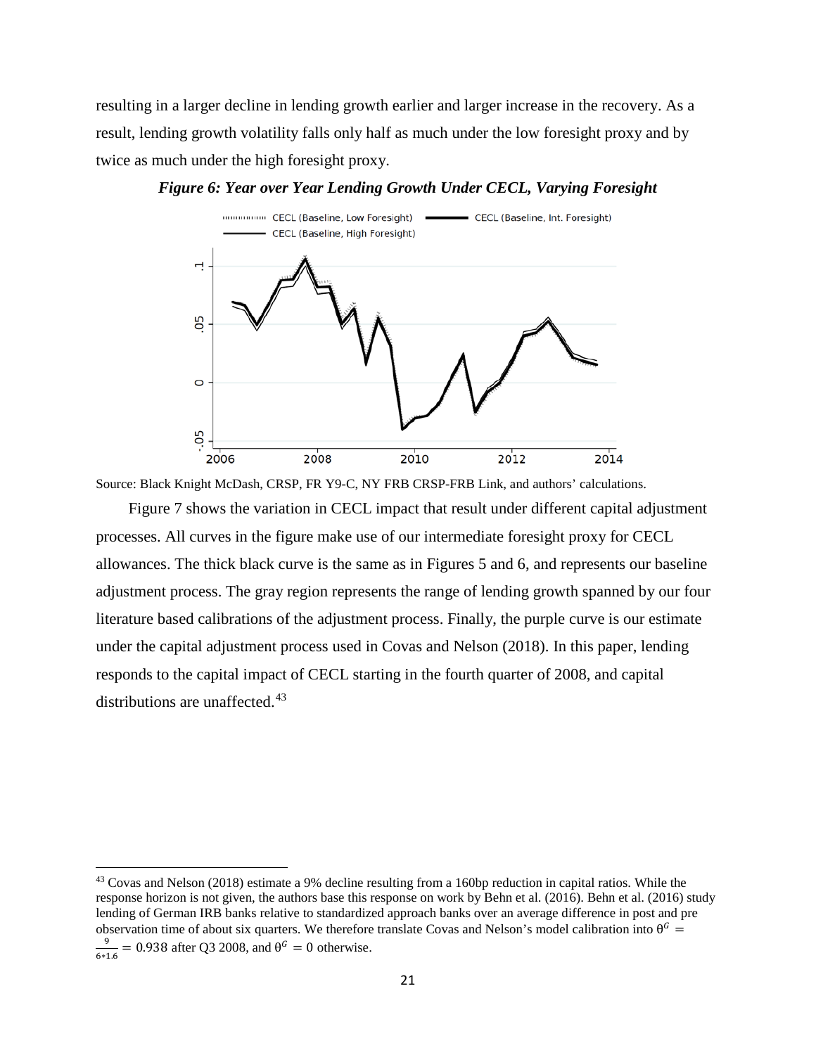resulting in a larger decline in lending growth earlier and larger increase in the recovery. As a result, lending growth volatility falls only half as much under the low foresight proxy and by twice as much under the high foresight proxy.

***Figure 6: Year over Year Lending Growth Under CECL, Varying Foresight***

Source: Black Knight McDash, CRSP, FR Y9-C, NY FRB CRSP-FRB Link, and authors' calculations.

Figure 7 shows the variation in CECL impact that result under different capital adjustment processes. All curves in the figure make use of our intermediate foresight proxy for CECL allowances. The thick black curve is the same as in Figures 5 and 6, and represents our baseline adjustment process. The gray region represents the range of lending growth spanned by our four literature based calibrations of the adjustment process. Finally, the purple curve is our estimate under the capital adjustment process used in Covas and Nelson (2018). In this paper, lending responds to the capital impact of CECL starting in the fourth quarter of 2008, and capital distributions are unaffected.[43]

[43] Covas and Nelson (2018) estimate a 9% decline resulting from a 160bp reduction in capital ratios. While the response horizon is not given, the authors base this response on work by Behn et al. (2016). Behn et al. (2016) study lending of German IRB banks relative to standardized approach banks over an average difference in post and pre observation time of about six quarters. We therefore translate Covas and Nelson's model calibration into $\theta^G = \frac{9}{6*1.6} = 0.938$ after Q3 2008, and $\theta^G = 0$ otherwise.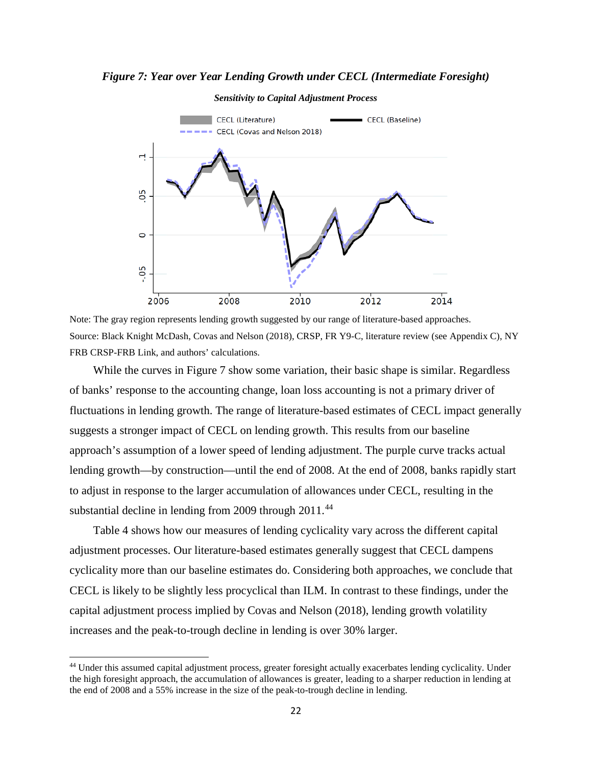*Figure 7: Year over Year Lending Growth under CECL (Intermediate Foresight)*

***Sensitivity to Capital Adjustment Process***

Note: The gray region represents lending growth suggested by our range of literature-based approaches.
Source: Black Knight McDash, Covas and Nelson (2018), CRSP, FR Y9-C, literature review (see Appendix C), NY FRB CRSP-FRB Link, and authors' calculations.

While the curves in Figure 7 show some variation, their basic shape is similar. Regardless of banks' response to the accounting change, loan loss accounting is not a primary driver of fluctuations in lending growth. The range of literature-based estimates of CECL impact generally suggests a stronger impact of CECL on lending growth. This results from our baseline approach's assumption of a lower speed of lending adjustment. The purple curve tracks actual lending growth—by construction—until the end of 2008. At the end of 2008, banks rapidly start to adjust in response to the larger accumulation of allowances under CECL, resulting in the substantial decline in lending from 2009 through 2011.[44]

Table 4 shows how our measures of lending cyclicality vary across the different capital adjustment processes. Our literature-based estimates generally suggest that CECL dampens cyclicality more than our baseline estimates do. Considering both approaches, we conclude that CECL is likely to be slightly less procyclical than ILM. In contrast to these findings, under the capital adjustment process implied by Covas and Nelson (2018), lending growth volatility increases and the peak-to-trough decline in lending is over 30% larger.

[44] Under this assumed capital adjustment process, greater foresight actually exacerbates lending cyclicality. Under the high foresight approach, the accumulation of allowances is greater, leading to a sharper reduction in lending at the end of 2008 and a 55% increase in the size of the peak-to-trough decline in lending.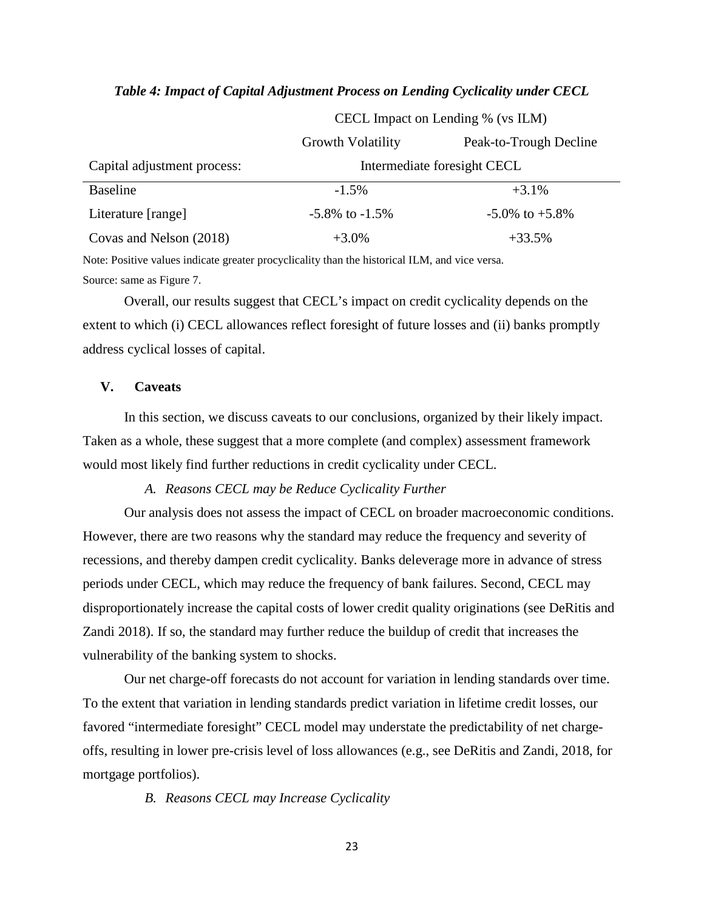***Table 4: Impact of Capital Adjustment Process on Lending Cyclicality under CECL***

| | CECL Impact on Lending % (vs ILM) | |
|---|---|---|
| | Growth Volatility | Peak-to-Trough Decline |
| Capital adjustment process: | Intermediate foresight CECL | |
| Baseline | -1.5% | +3.1% |
| Literature [range] | -5.8% to -1.5% | -5.0% to +5.8% |
| Covas and Nelson (2018) | +3.0% | +33.5% |

Note: Positive values indicate greater procyclicality than the historical ILM, and vice versa.

Source: same as Figure 7.

Overall, our results suggest that CECL's impact on credit cyclicality depends on the extent to which (i) CECL allowances reflect foresight of future losses and (ii) banks promptly address cyclical losses of capital.

## V. Caveats

In this section, we discuss caveats to our conclusions, organized by their likely impact. Taken as a whole, these suggest that a more complete (and complex) assessment framework would most likely find further reductions in credit cyclicality under CECL.

### *A. Reasons CECL may be Reduce Cyclicality Further*

Our analysis does not assess the impact of CECL on broader macroeconomic conditions. However, there are two reasons why the standard may reduce the frequency and severity of recessions, and thereby dampen credit cyclicality. Banks deleverage more in advance of stress periods under CECL, which may reduce the frequency of bank failures. Second, CECL may disproportionately increase the capital costs of lower credit quality originations (see DeRitis and Zandi 2018). If so, the standard may further reduce the buildup of credit that increases the vulnerability of the banking system to shocks.

Our net charge-off forecasts do not account for variation in lending standards over time. To the extent that variation in lending standards predict variation in lifetime credit losses, our favored "intermediate foresight" CECL model may understate the predictability of net charge-offs, resulting in lower pre-crisis level of loss allowances (e.g., see DeRitis and Zandi, 2018, for mortgage portfolios).

### *B. Reasons CECL may Increase Cyclicality*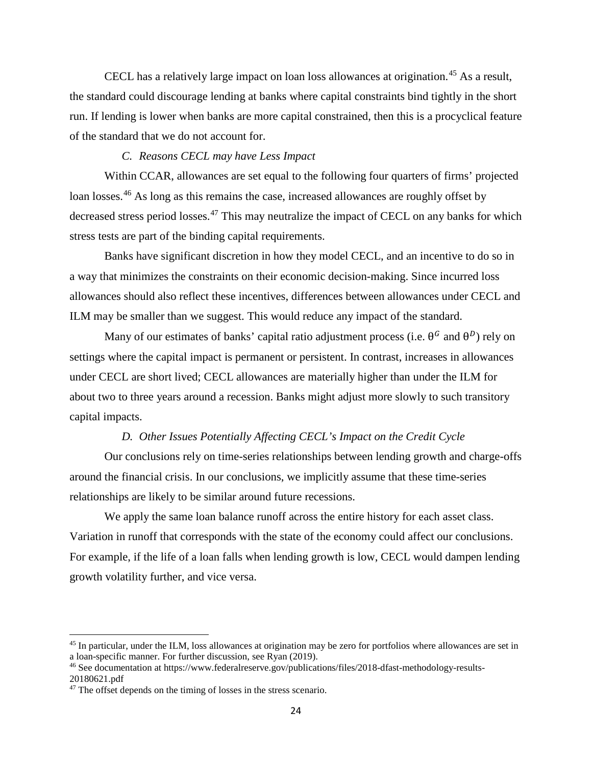CECL has a relatively large impact on loan loss allowances at origination.[45] As a result, the standard could discourage lending at banks where capital constraints bind tightly in the short run. If lending is lower when banks are more capital constrained, then this is a procyclical feature of the standard that we do not account for.

### *C. Reasons CECL may have Less Impact*

Within CCAR, allowances are set equal to the following four quarters of firms' projected loan losses.[46] As long as this remains the case, increased allowances are roughly offset by decreased stress period losses.[47] This may neutralize the impact of CECL on any banks for which stress tests are part of the binding capital requirements.

Banks have significant discretion in how they model CECL, and an incentive to do so in a way that minimizes the constraints on their economic decision-making. Since incurred loss allowances should also reflect these incentives, differences between allowances under CECL and ILM may be smaller than we suggest. This would reduce any impact of the standard.

Many of our estimates of banks' capital ratio adjustment process (i.e. $\theta^G$ and $\theta^D$) rely on settings where the capital impact is permanent or persistent. In contrast, increases in allowances under CECL are short lived; CECL allowances are materially higher than under the ILM for about two to three years around a recession. Banks might adjust more slowly to such transitory capital impacts.

### *D. Other Issues Potentially Affecting CECL's Impact on the Credit Cycle*

Our conclusions rely on time-series relationships between lending growth and charge-offs around the financial crisis. In our conclusions, we implicitly assume that these time-series relationships are likely to be similar around future recessions.

We apply the same loan balance runoff across the entire history for each asset class. Variation in runoff that corresponds with the state of the economy could affect our conclusions. For example, if the life of a loan falls when lending growth is low, CECL would dampen lending growth volatility further, and vice versa.

---

[45] In particular, under the ILM, loss allowances at origination may be zero for portfolios where allowances are set in a loan-specific manner. For further discussion, see Ryan (2019).

[46] See documentation at https://www.federalreserve.gov/publications/files/2018-dfast-methodology-results-20180621.pdf

[47] The offset depends on the timing of losses in the stress scenario.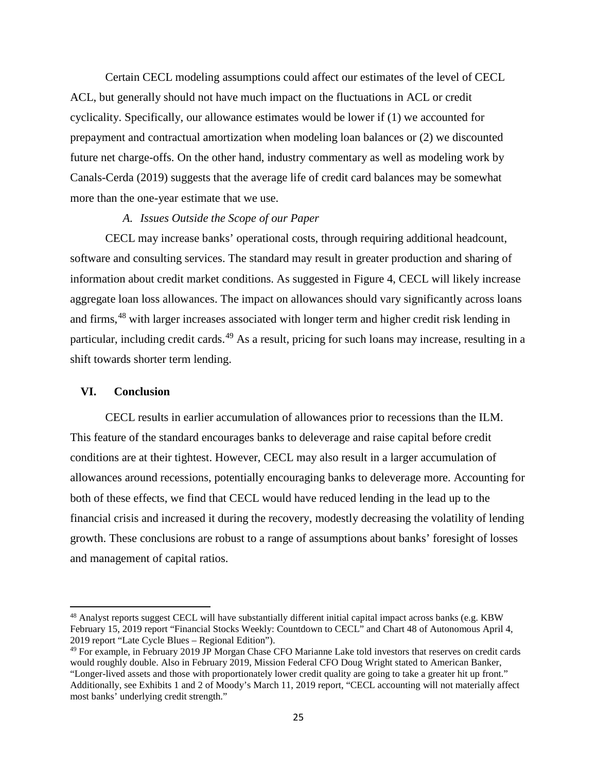Certain CECL modeling assumptions could affect our estimates of the level of CECL ACL, but generally should not have much impact on the fluctuations in ACL or credit cyclicality. Specifically, our allowance estimates would be lower if (1) we accounted for prepayment and contractual amortization when modeling loan balances or (2) we discounted future net charge-offs. On the other hand, industry commentary as well as modeling work by Canals-Cerda (2019) suggests that the average life of credit card balances may be somewhat more than the one-year estimate that we use.

### *A. Issues Outside the Scope of our Paper*

CECL may increase banks' operational costs, through requiring additional headcount, software and consulting services. The standard may result in greater production and sharing of information about credit market conditions. As suggested in Figure 4, CECL will likely increase aggregate loan loss allowances. The impact on allowances should vary significantly across loans and firms,[48] with larger increases associated with longer term and higher credit risk lending in particular, including credit cards.[49] As a result, pricing for such loans may increase, resulting in a shift towards shorter term lending.

## VI. Conclusion

CECL results in earlier accumulation of allowances prior to recessions than the ILM. This feature of the standard encourages banks to deleverage and raise capital before credit conditions are at their tightest. However, CECL may also result in a larger accumulation of allowances around recessions, potentially encouraging banks to deleverage more. Accounting for both of these effects, we find that CECL would have reduced lending in the lead up to the financial crisis and increased it during the recovery, modestly decreasing the volatility of lending growth. These conclusions are robust to a range of assumptions about banks' foresight of losses and management of capital ratios.

---

[48] Analyst reports suggest CECL will have substantially different initial capital impact across banks (e.g. KBW February 15, 2019 report "Financial Stocks Weekly: Countdown to CECL" and Chart 48 of Autonomous April 4, 2019 report "Late Cycle Blues – Regional Edition").

[49] For example, in February 2019 JP Morgan Chase CFO Marianne Lake told investors that reserves on credit cards would roughly double. Also in February 2019, Mission Federal CFO Doug Wright stated to American Banker, "Longer-lived assets and those with proportionately lower credit quality are going to take a greater hit up front." Additionally, see Exhibits 1 and 2 of Moody's March 11, 2019 report, "CECL accounting will not materially affect most banks' underlying credit strength."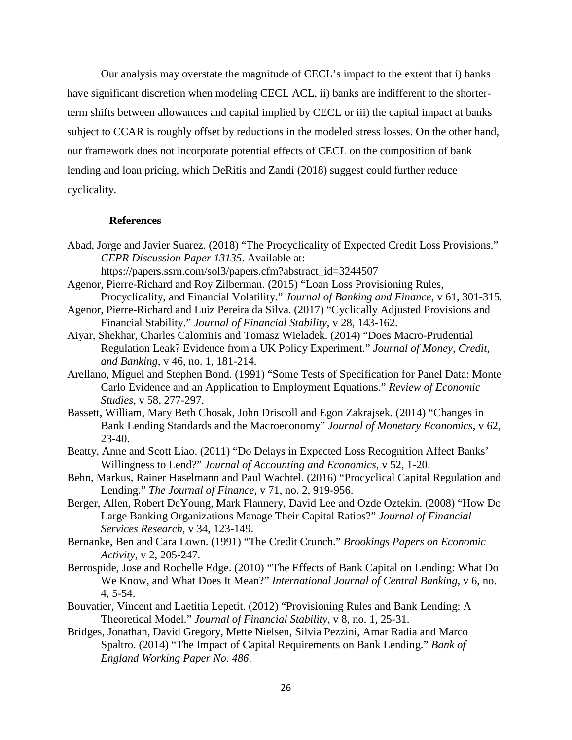Our analysis may overstate the magnitude of CECL's impact to the extent that i) banks have significant discretion when modeling CECL ACL, ii) banks are indifferent to the shorter-term shifts between allowances and capital implied by CECL or iii) the capital impact at banks subject to CCAR is roughly offset by reductions in the modeled stress losses. On the other hand, our framework does not incorporate potential effects of CECL on the composition of bank lending and loan pricing, which DeRitis and Zandi (2018) suggest could further reduce cyclicality.

## References

Abad, Jorge and Javier Suarez. (2018) "The Procyclicality of Expected Credit Loss Provisions." *CEPR Discussion Paper 13135*. Available at: https://papers.ssrn.com/sol3/papers.cfm?abstract_id=3244507

Agenor, Pierre-Richard and Roy Zilberman. (2015) "Loan Loss Provisioning Rules, Procyclicality, and Financial Volatility." *Journal of Banking and Finance*, v 61, 301-315.

Agenor, Pierre-Richard and Luiz Pereira da Silva. (2017) "Cyclically Adjusted Provisions and Financial Stability." *Journal of Financial Stability*, v 28, 143-162.

Aiyar, Shekhar, Charles Calomiris and Tomasz Wieladek. (2014) "Does Macro-Prudential Regulation Leak? Evidence from a UK Policy Experiment." *Journal of Money, Credit, and Banking*, v 46, no. 1, 181-214.

Arellano, Miguel and Stephen Bond. (1991) "Some Tests of Specification for Panel Data: Monte Carlo Evidence and an Application to Employment Equations." *Review of Economic Studies*, v 58, 277-297.

Bassett, William, Mary Beth Chosak, John Driscoll and Egon Zakrajsek. (2014) "Changes in Bank Lending Standards and the Macroeconomy" *Journal of Monetary Economics*, v 62, 23-40.

Beatty, Anne and Scott Liao. (2011) "Do Delays in Expected Loss Recognition Affect Banks' Willingness to Lend?" *Journal of Accounting and Economics*, v 52, 1-20.

Behn, Markus, Rainer Haselmann and Paul Wachtel. (2016) "Procyclical Capital Regulation and Lending." *The Journal of Finance*, v 71, no. 2, 919-956.

Berger, Allen, Robert DeYoung, Mark Flannery, David Lee and Ozde Oztekin. (2008) "How Do Large Banking Organizations Manage Their Capital Ratios?" *Journal of Financial Services Research*, v 34, 123-149.

Bernanke, Ben and Cara Lown. (1991) "The Credit Crunch." *Brookings Papers on Economic Activity*, v 2, 205-247.

Berrospide, Jose and Rochelle Edge. (2010) "The Effects of Bank Capital on Lending: What Do We Know, and What Does It Mean?" *International Journal of Central Banking*, v 6, no. 4, 5-54.

Bouvatier, Vincent and Laetitia Lepetit. (2012) "Provisioning Rules and Bank Lending: A Theoretical Model." *Journal of Financial Stability*, v 8, no. 1, 25-31.

Bridges, Jonathan, David Gregory, Mette Nielsen, Silvia Pezzini, Amar Radia and Marco Spaltro. (2014) "The Impact of Capital Requirements on Bank Lending." *Bank of England Working Paper No. 486*.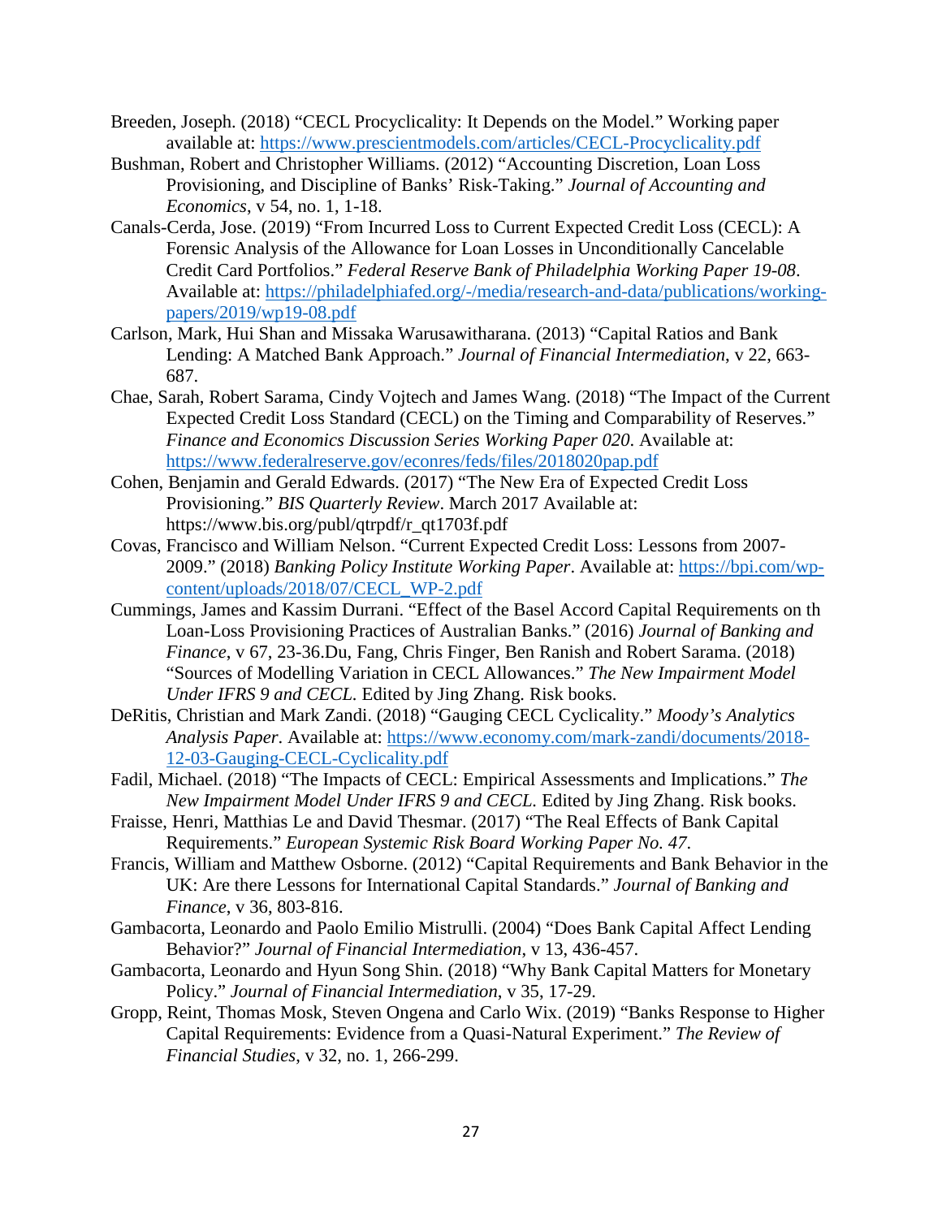Breeden, Joseph. (2018) “CECL Procyclicality: It Depends on the Model.” Working paper available at: https://www.prescientmodels.com/articles/CECL-Procyclicality.pdf

Bushman, Robert and Christopher Williams. (2012) “Accounting Discretion, Loan Loss Provisioning, and Discipline of Banks’ Risk-Taking.” *Journal of Accounting and Economics*, v 54, no. 1, 1-18.

Canals-Cerda, Jose. (2019) “From Incurred Loss to Current Expected Credit Loss (CECL): A Forensic Analysis of the Allowance for Loan Losses in Unconditionally Cancelable Credit Card Portfolios.” *Federal Reserve Bank of Philadelphia Working Paper 19-08*. Available at: https://philadelphiafed.org/-/media/research-and-data/publications/working-papers/2019/wp19-08.pdf

Carlson, Mark, Hui Shan and Missaka Warusawitharana. (2013) “Capital Ratios and Bank Lending: A Matched Bank Approach.” *Journal of Financial Intermediation*, v 22, 663-687.

Chae, Sarah, Robert Sarama, Cindy Vojtech and James Wang. (2018) “The Impact of the Current Expected Credit Loss Standard (CECL) on the Timing and Comparability of Reserves.” *Finance and Economics Discussion Series Working Paper 020*. Available at: https://www.federalreserve.gov/econres/feds/files/2018020pap.pdf

Cohen, Benjamin and Gerald Edwards. (2017) “The New Era of Expected Credit Loss Provisioning.” *BIS Quarterly Review*. March 2017 Available at: https://www.bis.org/publ/qtrpdf/r_qt1703f.pdf

Covas, Francisco and William Nelson. “Current Expected Credit Loss: Lessons from 2007-2009.” (2018) *Banking Policy Institute Working Paper*. Available at: https://bpi.com/wp-content/uploads/2018/07/CECL_WP-2.pdf

Cummings, James and Kassim Durrani. “Effect of the Basel Accord Capital Requirements on th Loan-Loss Provisioning Practices of Australian Banks.” (2016) *Journal of Banking and Finance*, v 67, 23-36.Du, Fang, Chris Finger, Ben Ranish and Robert Sarama. (2018) “Sources of Modelling Variation in CECL Allowances.” *The New Impairment Model Under IFRS 9 and CECL*. Edited by Jing Zhang. Risk books.

DeRitis, Christian and Mark Zandi. (2018) “Gauging CECL Cyclicality.” *Moody’s Analytics Analysis Paper*. Available at: https://www.economy.com/mark-zandi/documents/2018-12-03-Gauging-CECL-Cyclicality.pdf

Fadil, Michael. (2018) “The Impacts of CECL: Empirical Assessments and Implications.” *The New Impairment Model Under IFRS 9 and CECL*. Edited by Jing Zhang. Risk books.

Fraisse, Henri, Matthias Le and David Thesmar. (2017) “The Real Effects of Bank Capital Requirements.” *European Systemic Risk Board Working Paper No. 47*.

Francis, William and Matthew Osborne. (2012) “Capital Requirements and Bank Behavior in the UK: Are there Lessons for International Capital Standards.” *Journal of Banking and Finance*, v 36, 803-816.

Gambacorta, Leonardo and Paolo Emilio Mistrulli. (2004) “Does Bank Capital Affect Lending Behavior?” *Journal of Financial Intermediation*, v 13, 436-457.

Gambacorta, Leonardo and Hyun Song Shin. (2018) “Why Bank Capital Matters for Monetary Policy.” *Journal of Financial Intermediation*, v 35, 17-29.

Gropp, Reint, Thomas Mosk, Steven Ongena and Carlo Wix. (2019) “Banks Response to Higher Capital Requirements: Evidence from a Quasi-Natural Experiment.” *The Review of Financial Studies*, v 32, no. 1, 266-299.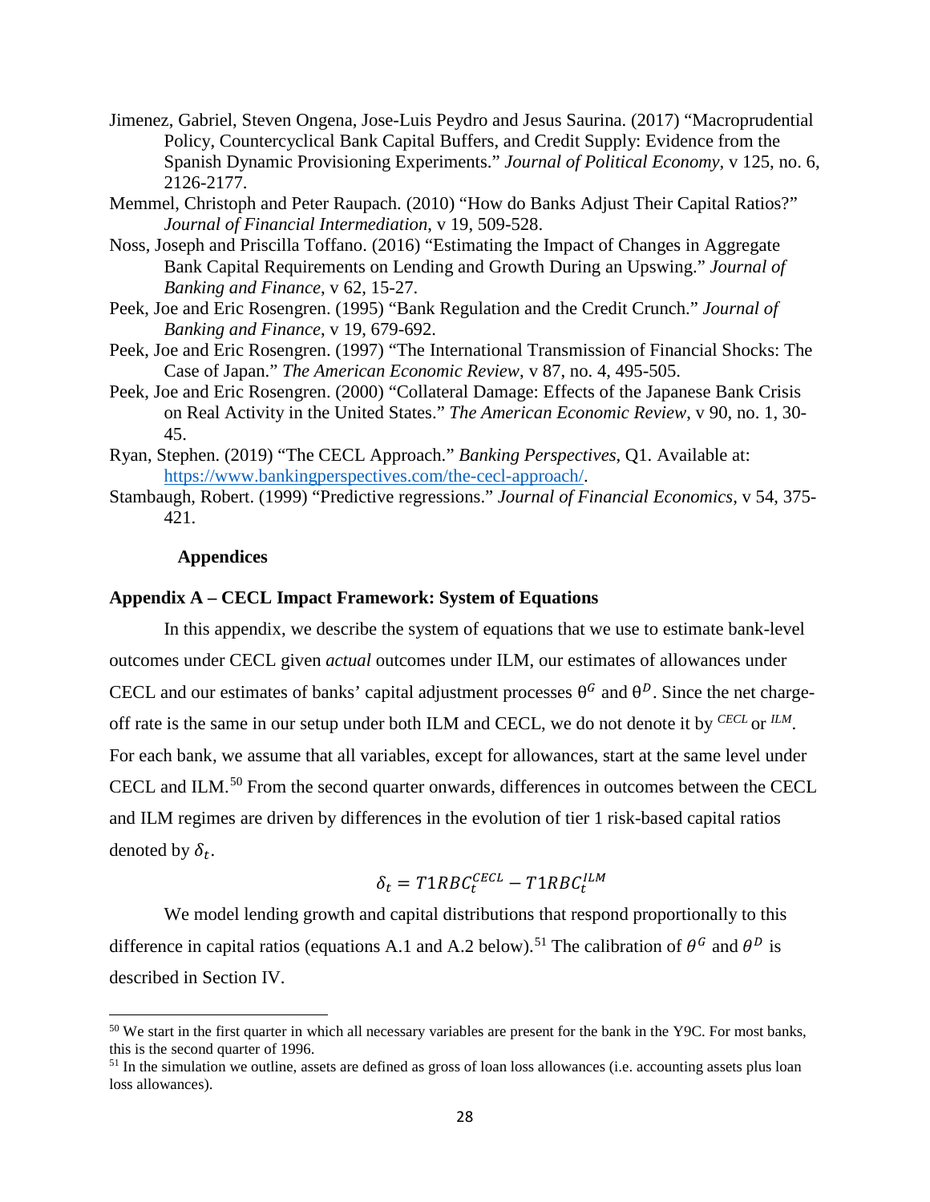Jimenez, Gabriel, Steven Ongena, Jose-Luis Peydro and Jesus Saurina. (2017) "Macroprudential Policy, Countercyclical Bank Capital Buffers, and Credit Supply: Evidence from the Spanish Dynamic Provisioning Experiments." *Journal of Political Economy*, v 125, no. 6, 2126-2177.

Memmel, Christoph and Peter Raupach. (2010) "How do Banks Adjust Their Capital Ratios?" *Journal of Financial Intermediation*, v 19, 509-528.

Noss, Joseph and Priscilla Toffano. (2016) "Estimating the Impact of Changes in Aggregate Bank Capital Requirements on Lending and Growth During an Upswing." *Journal of Banking and Finance*, v 62, 15-27.

Peek, Joe and Eric Rosengren. (1995) "Bank Regulation and the Credit Crunch." *Journal of Banking and Finance*, v 19, 679-692.

Peek, Joe and Eric Rosengren. (1997) "The International Transmission of Financial Shocks: The Case of Japan." *The American Economic Review*, v 87, no. 4, 495-505.

Peek, Joe and Eric Rosengren. (2000) "Collateral Damage: Effects of the Japanese Bank Crisis on Real Activity in the United States." *The American Economic Review*, v 90, no. 1, 30-45.

Ryan, Stephen. (2019) "The CECL Approach." *Banking Perspectives*, Q1. Available at: https://www.bankingperspectives.com/the-cecl-approach/.

Stambaugh, Robert. (1999) "Predictive regressions." *Journal of Financial Economics*, v 54, 375-421.

## Appendices

### Appendix A – CECL Impact Framework: System of Equations

In this appendix, we describe the system of equations that we use to estimate bank-level outcomes under CECL given *actual* outcomes under ILM, our estimates of allowances under CECL and our estimates of banks' capital adjustment processes $\theta^G$ and $\theta^D$. Since the net charge-off rate is the same in our setup under both ILM and CECL, we do not denote it by $^{CECL}$ or $^{ILM}$. For each bank, we assume that all variables, except for allowances, start at the same level under CECL and ILM.[50] From the second quarter onwards, differences in outcomes between the CECL and ILM regimes are driven by differences in the evolution of tier 1 risk-based capital ratios denoted by $\delta_t$.

$$\delta_t = T1RBC_t^{CECL} - T1RBC_t^{ILM}$$

We model lending growth and capital distributions that respond proportionally to this difference in capital ratios (equations A.1 and A.2 below).[51] The calibration of $\theta^G$ and $\theta^D$ is described in Section IV.

[50] We start in the first quarter in which all necessary variables are present for the bank in the Y9C. For most banks, this is the second quarter of 1996.

[51] In the simulation we outline, assets are defined as gross of loan loss allowances (i.e. accounting assets plus loan loss allowances).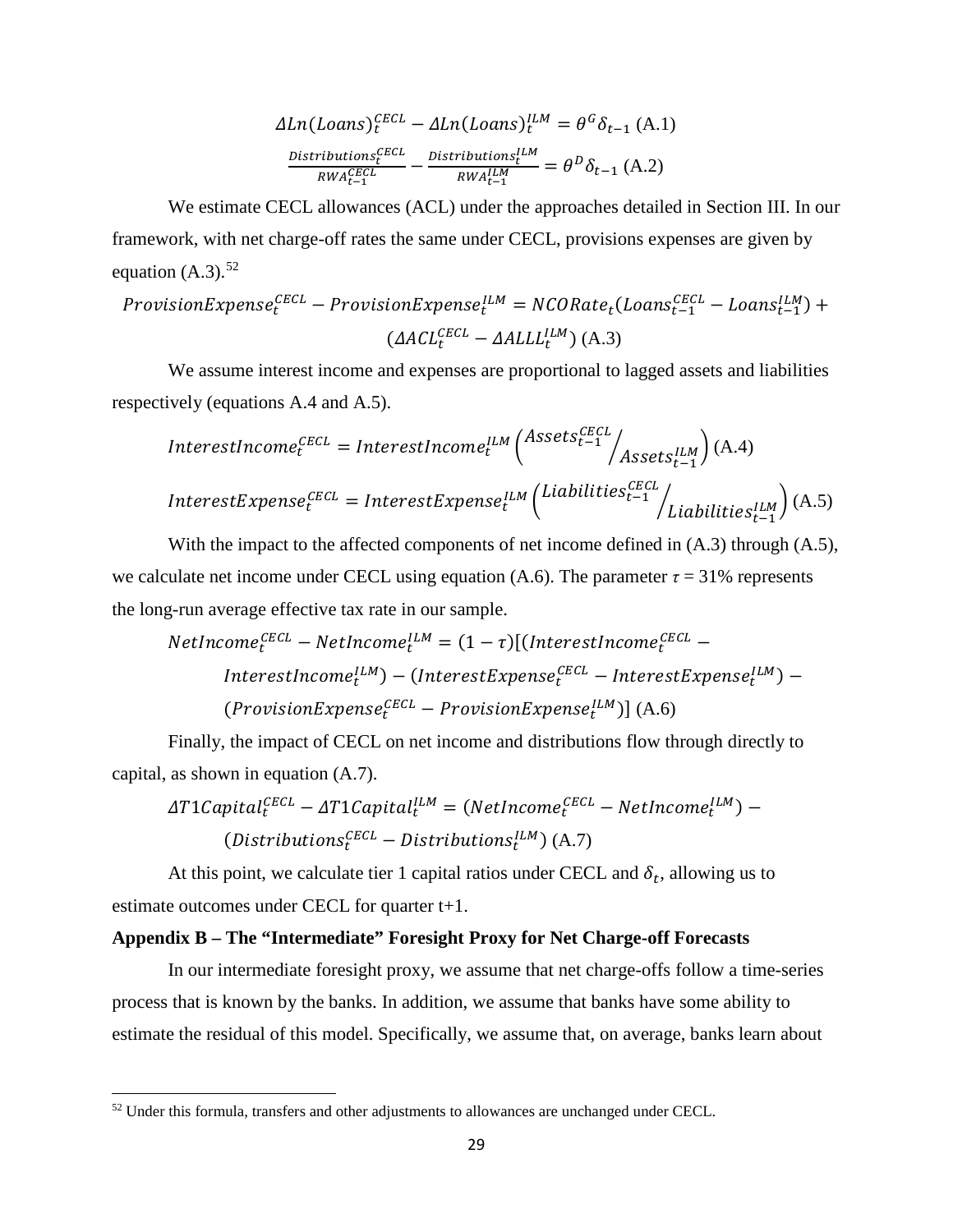$$\Delta Ln(Loans)_t^{CECL} - \Delta Ln(Loans)_t^{ILM} = \theta^G \delta_{t-1} \text{ (A.1)}$$

$$\frac{Distributions_t^{CECL}}{RWA_{t-1}^{CECL}} - \frac{Distributions_t^{ILM}}{RWA_{t-1}^{ILM}} = \theta^D \delta_{t-1} \text{ (A.2)}$$

We estimate CECL allowances (ACL) under the approaches detailed in Section III. In our framework, with net charge-off rates the same under CECL, provisions expenses are given by equation (A.3).[52]

$$ProvisionExpense_t^{CECL} - ProvisionExpense_t^{ILM} = NCORate_t(Loans_{t-1}^{CECL} - Loans_{t-1}^{ILM}) + (\Delta ACL_t^{CECL} - \Delta ALLL_t^{ILM}) \text{ (A.3)}$$

We assume interest income and expenses are proportional to lagged assets and liabilities respectively (equations A.4 and A.5).

$$InterestIncome_t^{CECL} = InterestIncome_t^{ILM}\left(Assets_{t-1}^{CECL} \middle/ Assets_{t-1}^{ILM}\right) \text{ (A.4)}$$

$$InterestExpense_t^{CECL} = InterestExpense_t^{ILM}\left(Liabilities_{t-1}^{CECL} \middle/ Liabilities_{t-1}^{ILM}\right) \text{ (A.5)}$$

With the impact to the affected components of net income defined in (A.3) through (A.5), we calculate net income under CECL using equation (A.6). The parameter $\tau$ = 31% represents the long-run average effective tax rate in our sample.

$$NetIncome_t^{CECL} - NetIncome_t^{ILM} = (1-\tau)[(InterestIncome_t^{CECL} - InterestIncome_t^{ILM}) - (InterestExpense_t^{CECL} - InterestExpense_t^{ILM}) - (ProvisionExpense_t^{CECL} - ProvisionExpense_t^{ILM})] \text{ (A.6)}$$

Finally, the impact of CECL on net income and distributions flow through directly to capital, as shown in equation (A.7).

$$\Delta T1Capital_t^{CECL} - \Delta T1Capital_t^{ILM} = (NetIncome_t^{CECL} - NetIncome_t^{ILM}) - (Distributions_t^{CECL} - Distributions_t^{ILM}) \text{ (A.7)}$$

At this point, we calculate tier 1 capital ratios under CECL and $\delta_t$, allowing us to estimate outcomes under CECL for quarter t+1.

## Appendix B – The "Intermediate" Foresight Proxy for Net Charge-off Forecasts

In our intermediate foresight proxy, we assume that net charge-offs follow a time-series process that is known by the banks. In addition, we assume that banks have some ability to estimate the residual of this model. Specifically, we assume that, on average, banks learn about

[52] Under this formula, transfers and other adjustments to allowances are unchanged under CECL.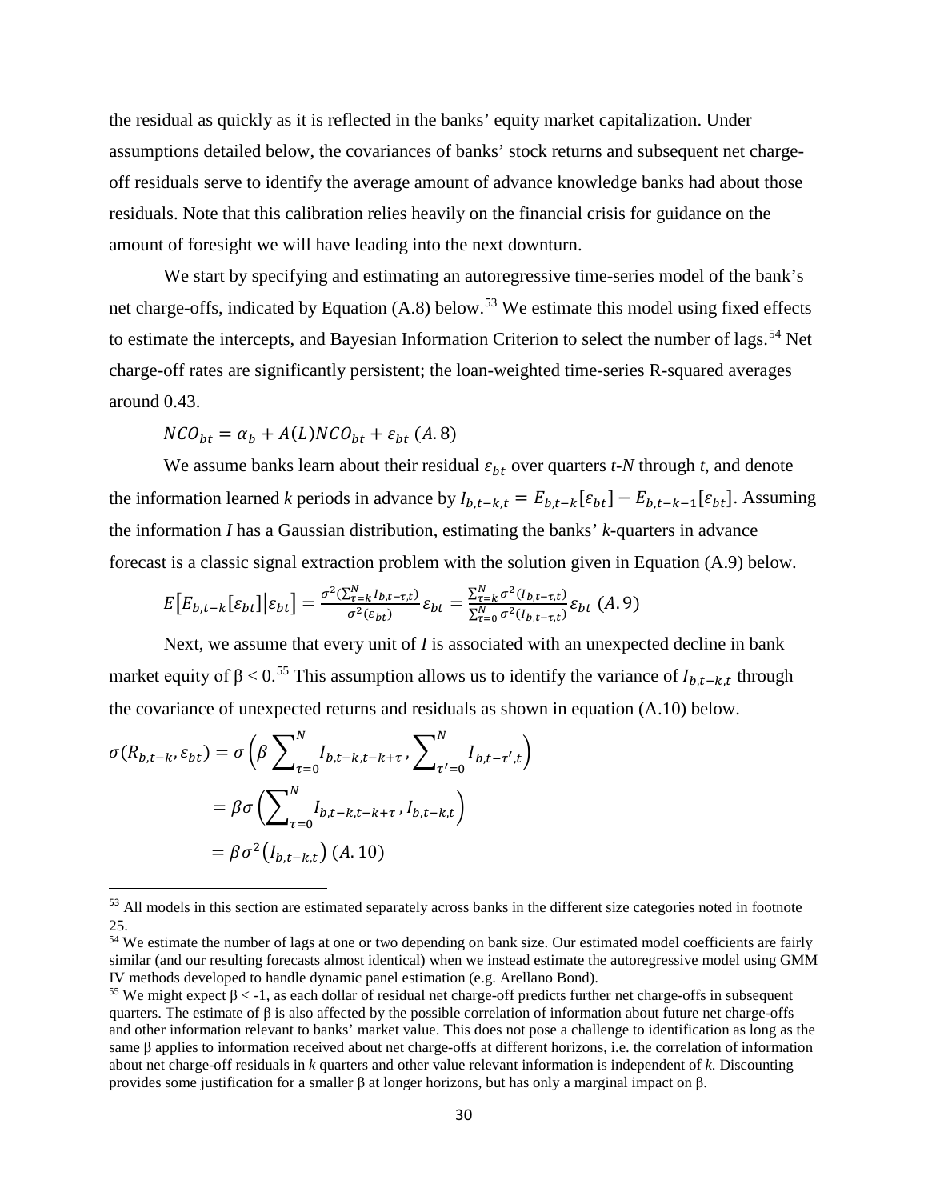the residual as quickly as it is reflected in the banks' equity market capitalization. Under assumptions detailed below, the covariances of banks' stock returns and subsequent net charge-off residuals serve to identify the average amount of advance knowledge banks had about those residuals. Note that this calibration relies heavily on the financial crisis for guidance on the amount of foresight we will have leading into the next downturn.

We start by specifying and estimating an autoregressive time-series model of the bank's net charge-offs, indicated by Equation (A.8) below.[53] We estimate this model using fixed effects to estimate the intercepts, and Bayesian Information Criterion to select the number of lags.[54] Net charge-off rates are significantly persistent; the loan-weighted time-series R-squared averages around 0.43.

$$NCO_{bt} = \alpha_b + A(L)NCO_{bt} + \varepsilon_{bt} \;(A.8)$$

We assume banks learn about their residual $\varepsilon_{bt}$ over quarters *t-N* through *t*, and denote the information learned *k* periods in advance by $I_{b,t-k,t} = E_{b,t-k}[\varepsilon_{bt}] - E_{b,t-k-1}[\varepsilon_{bt}]$. Assuming the information *I* has a Gaussian distribution, estimating the banks' *k*-quarters in advance forecast is a classic signal extraction problem with the solution given in Equation (A.9) below.

$$E\big[E_{b,t-k}[\varepsilon_{bt}]\big|\varepsilon_{bt}\big] = \frac{\sigma^2(\sum_{\tau=k}^{N} I_{b,t-\tau,t})}{\sigma^2(\varepsilon_{bt})}\varepsilon_{bt} = \frac{\sum_{\tau=k}^{N}\sigma^2(I_{b,t-\tau,t})}{\sum_{\tau=0}^{N}\sigma^2(I_{b,t-\tau,t})}\varepsilon_{bt} \;(A.9)$$

Next, we assume that every unit of *I* is associated with an unexpected decline in bank market equity of $\beta < 0$.[55] This assumption allows us to identify the variance of $I_{b,t-k,t}$ through the covariance of unexpected returns and residuals as shown in equation (A.10) below.

$$\begin{aligned}
\sigma(R_{b,t-k}, \varepsilon_{bt}) &= \sigma\left(\beta \sum_{\tau=0}^{N} I_{b,t-k,t-k+\tau}, \sum_{\tau'=0}^{N} I_{b,t-\tau',t}\right) \\
&= \beta\sigma\left(\sum_{\tau=0}^{N} I_{b,t-k,t-k+\tau}, I_{b,t-k,t}\right) \\
&= \beta\sigma^2\big(I_{b,t-k,t}\big) \;(A.10)
\end{aligned}$$

---

[53] All models in this section are estimated separately across banks in the different size categories noted in footnote 25.

[54] We estimate the number of lags at one or two depending on bank size. Our estimated model coefficients are fairly similar (and our resulting forecasts almost identical) when we instead estimate the autoregressive model using GMM IV methods developed to handle dynamic panel estimation (e.g. Arellano Bond).

[55] We might expect $\beta < -1$, as each dollar of residual net charge-off predicts further net charge-offs in subsequent quarters. The estimate of β is also affected by the possible correlation of information about future net charge-offs and other information relevant to banks' market value. This does not pose a challenge to identification as long as the same β applies to information received about net charge-offs at different horizons, i.e. the correlation of information about net charge-off residuals in *k* quarters and other value relevant information is independent of *k*. Discounting provides some justification for a smaller β at longer horizons, but has only a marginal impact on β.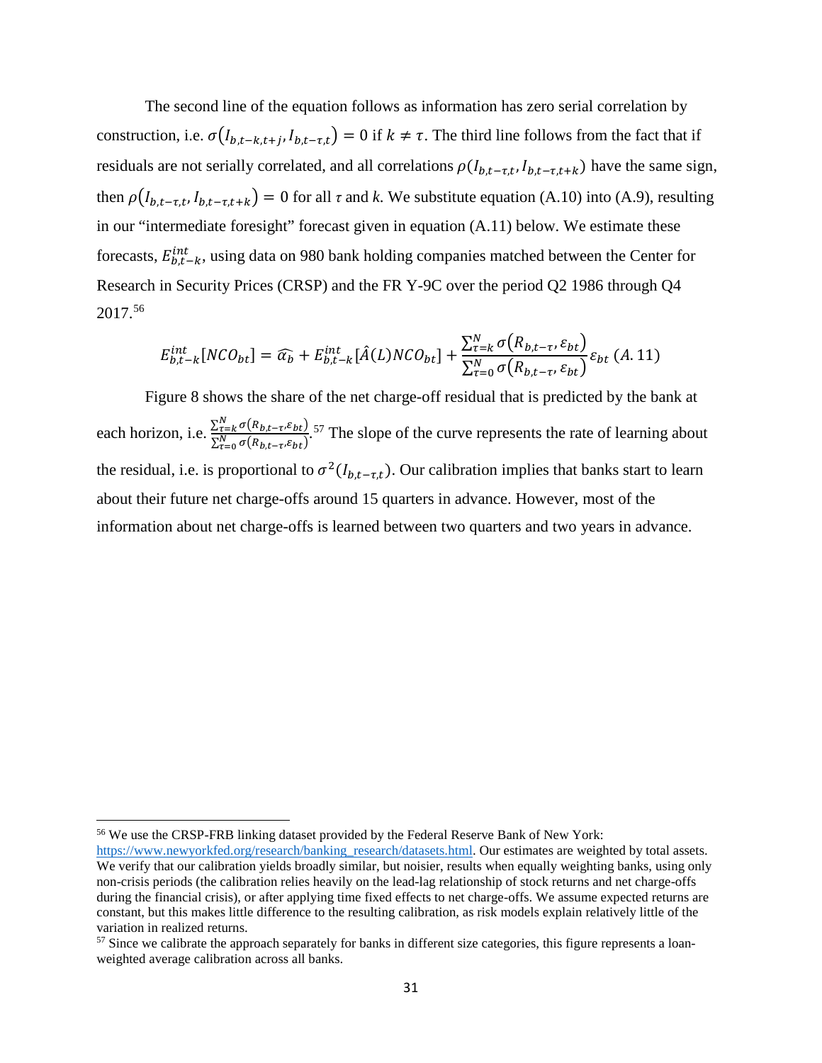The second line of the equation follows as information has zero serial correlation by construction, i.e. $\sigma(I_{b,t-k,t+j}, I_{b,t-\tau,t}) = 0$ if $k \neq \tau$. The third line follows from the fact that if residuals are not serially correlated, and all correlations $\rho(I_{b,t-\tau,t}, I_{b,t-\tau,t+k})$ have the same sign, then $\rho(I_{b,t-\tau,t}, I_{b,t-\tau,t+k}) = 0$ for all $\tau$ and $k$. We substitute equation (A.10) into (A.9), resulting in our "intermediate foresight" forecast given in equation (A.11) below. We estimate these forecasts, $E^{int}_{b,t-k}$, using data on 980 bank holding companies matched between the Center for Research in Security Prices (CRSP) and the FR Y-9C over the period Q2 1986 through Q4 2017.[56]

$$E^{int}_{b,t-k}[NCO_{bt}] = \widehat{\alpha_b} + E^{int}_{b,t-k}[\hat{A}(L)NCO_{bt}] + \frac{\sum_{\tau=k}^{N} \sigma(R_{b,t-\tau}, \varepsilon_{bt})}{\sum_{\tau=0}^{N} \sigma(R_{b,t-\tau}, \varepsilon_{bt})} \varepsilon_{bt} \quad (A.11)$$

Figure 8 shows the share of the net charge-off residual that is predicted by the bank at each horizon, i.e. $\frac{\sum_{\tau=k}^{N} \sigma(R_{b,t-\tau}, \varepsilon_{bt})}{\sum_{\tau=0}^{N} \sigma(R_{b,t-\tau}, \varepsilon_{bt})}$.[57] The slope of the curve represents the rate of learning about the residual, i.e. is proportional to $\sigma^2(I_{b,t-\tau,t})$. Our calibration implies that banks start to learn about their future net charge-offs around 15 quarters in advance. However, most of the information about net charge-offs is learned between two quarters and two years in advance.

[56] We use the CRSP-FRB linking dataset provided by the Federal Reserve Bank of New York: https://www.newyorkfed.org/research/banking_research/datasets.html. Our estimates are weighted by total assets. We verify that our calibration yields broadly similar, but noisier, results when equally weighting banks, using only non-crisis periods (the calibration relies heavily on the lead-lag relationship of stock returns and net charge-offs during the financial crisis), or after applying time fixed effects to net charge-offs. We assume expected returns are constant, but this makes little difference to the resulting calibration, as risk models explain relatively little of the variation in realized returns.

[57] Since we calibrate the approach separately for banks in different size categories, this figure represents a loan-weighted average calibration across all banks.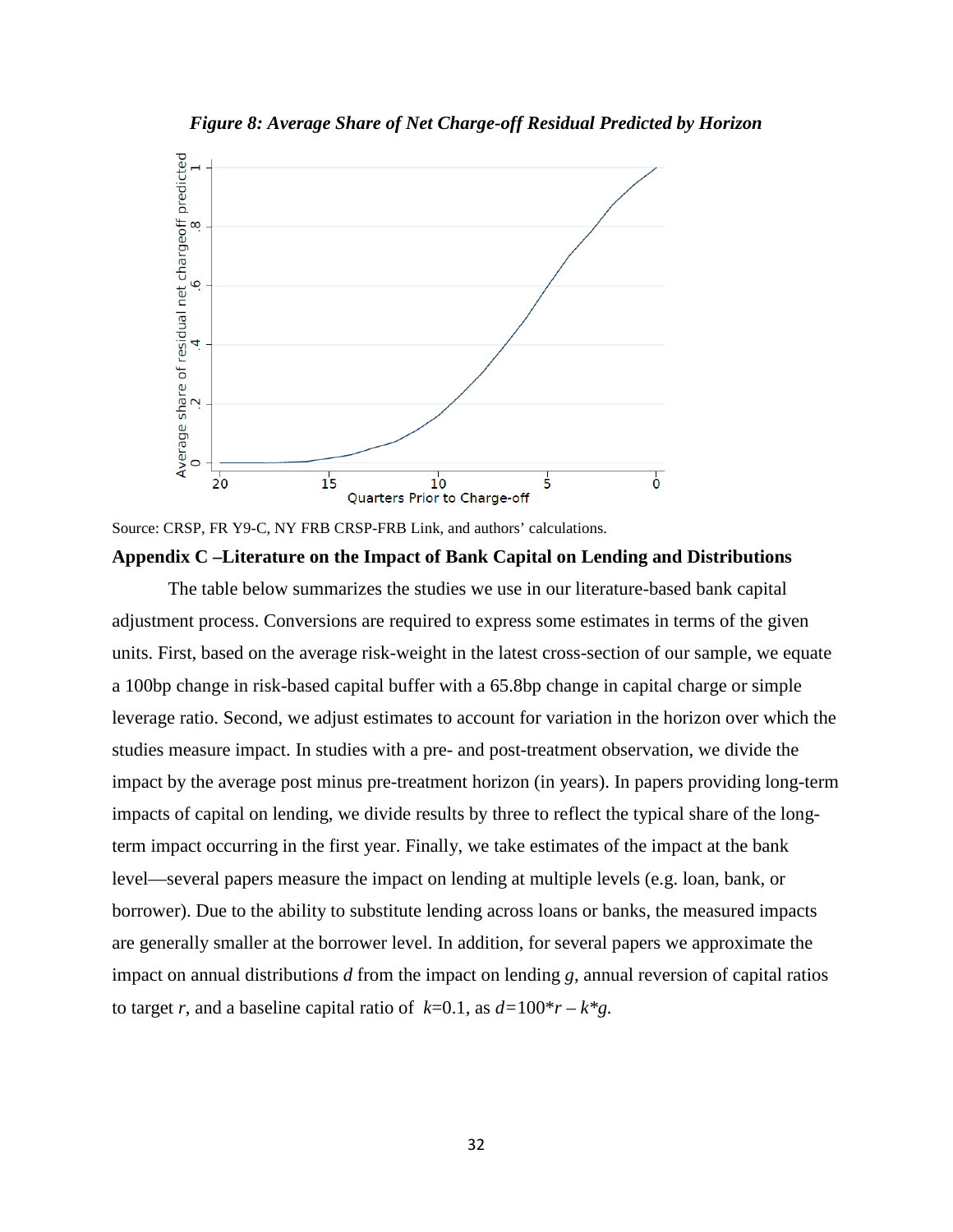***Figure 8: Average Share of Net Charge-off Residual Predicted by Horizon***

Source: CRSP, FR Y9-C, NY FRB CRSP-FRB Link, and authors' calculations.

## Appendix C –Literature on the Impact of Bank Capital on Lending and Distributions

The table below summarizes the studies we use in our literature-based bank capital adjustment process. Conversions are required to express some estimates in terms of the given units. First, based on the average risk-weight in the latest cross-section of our sample, we equate a 100bp change in risk-based capital buffer with a 65.8bp change in capital charge or simple leverage ratio. Second, we adjust estimates to account for variation in the horizon over which the studies measure impact. In studies with a pre- and post-treatment observation, we divide the impact by the average post minus pre-treatment horizon (in years). In papers providing long-term impacts of capital on lending, we divide results by three to reflect the typical share of the long-term impact occurring in the first year. Finally, we take estimates of the impact at the bank level—several papers measure the impact on lending at multiple levels (e.g. loan, bank, or borrower). Due to the ability to substitute lending across loans or banks, the measured impacts are generally smaller at the borrower level. In addition, for several papers we approximate the impact on annual distributions $d$ from the impact on lending $g$, annual reversion of capital ratios to target $r$, and a baseline capital ratio of $k$=0.1, as $d$=100*$r$ – $k$*$g$.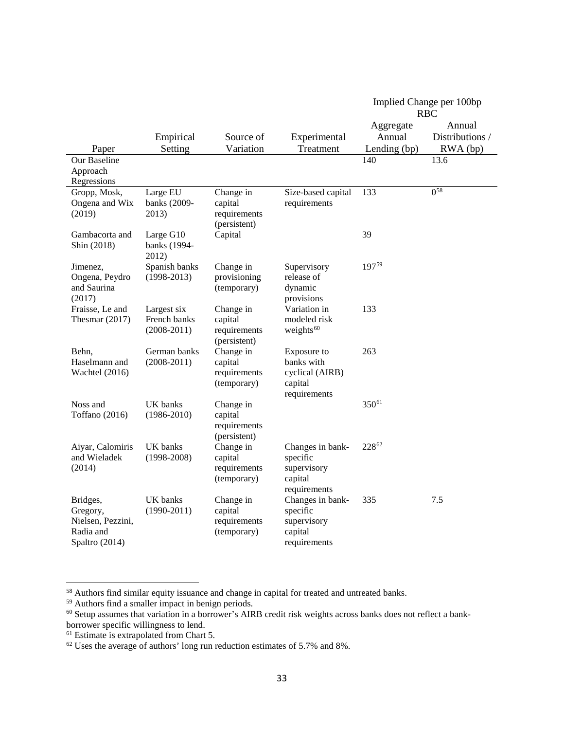| Paper | Empirical Setting | Source of Variation | Experimental Treatment | Implied Change per 100bp RBC Aggregate Annual Lending (bp) | Implied Change per 100bp RBC Annual Distributions / RWA (bp) |
|---|---|---|---|---|---|
| Our Baseline Approach Regressions | | | | 140 | 13.6 |
| Gropp, Mosk, Ongena and Wix (2019) | Large EU banks (2009-2013) | Change in capital requirements (persistent) | Size-based capital requirements | 133 | 0[58] |
| Gambacorta and Shin (2018) | Large G10 banks (1994-2012) | Capital | | 39 | |
| Jimenez, Ongena, Peydro and Saurina (2017) | Spanish banks (1998-2013) | Change in provisioning (temporary) | Supervisory release of dynamic provisions | 197[59] | |
| Fraisse, Le and Thesmar (2017) | Largest six French banks (2008-2011) | Change in capital requirements (persistent) | Variation in modeled risk weights[60] | 133 | |
| Behn, Haselmann and Wachtel (2016) | German banks (2008-2011) | Change in capital requirements (temporary) | Exposure to banks with cyclical (AIRB) capital requirements | 263 | |
| Noss and Toffano (2016) | UK banks (1986-2010) | Change in capital requirements (persistent) | | 350[61] | |
| Aiyar, Calomiris and Wieladek (2014) | UK banks (1998-2008) | Change in capital requirements (temporary) | Changes in bank-specific supervisory capital requirements | 228[62] | |
| Bridges, Gregory, Nielsen, Pezzini, Radia and Spaltro (2014) | UK banks (1990-2011) | Change in capital requirements (temporary) | Changes in bank-specific supervisory capital requirements | 335 | 7.5 |

[58] Authors find similar equity issuance and change in capital for treated and untreated banks.

[59] Authors find a smaller impact in benign periods.

[60] Setup assumes that variation in a borrower's AIRB credit risk weights across banks does not reflect a bank-borrower specific willingness to lend.

[61] Estimate is extrapolated from Chart 5.

[62] Uses the average of authors' long run reduction estimates of 5.7% and 8%.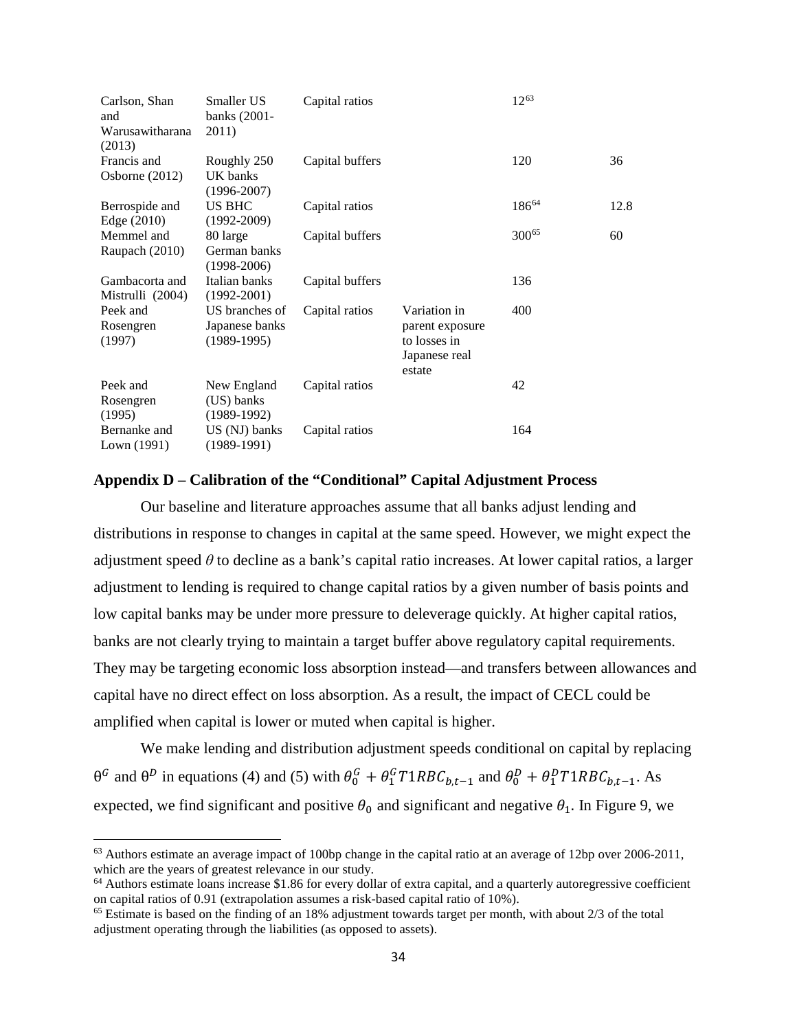| | | | | | |
|---|---|---|---|---|---|
| Carlson, Shan and Warusawitharana (2013) | Smaller US banks (2001-2011) | Capital ratios | | 12[63] | |
| Francis and Osborne (2012) | Roughly 250 UK banks (1996-2007) | Capital buffers | | 120 | 36 |
| Berrospide and Edge (2010) | US BHC (1992-2009) | Capital ratios | | 186[64] | 12.8 |
| Memmel and Raupach (2010) | 80 large German banks (1998-2006) | Capital buffers | | 300[65] | 60 |
| Gambacorta and Mistrulli (2004) | Italian banks (1992-2001) | Capital buffers | | 136 | |
| Peek and Rosengren (1997) | US branches of Japanese banks (1989-1995) | Capital ratios | Variation in parent exposure to losses in Japanese real estate | 400 | |
| Peek and Rosengren (1995) | New England (US) banks (1989-1992) | Capital ratios | | 42 | |
| Bernanke and Lown (1991) | US (NJ) banks (1989-1991) | Capital ratios | | 164 | |

## Appendix D – Calibration of the "Conditional" Capital Adjustment Process

Our baseline and literature approaches assume that all banks adjust lending and distributions in response to changes in capital at the same speed. However, we might expect the adjustment speed $\theta$ to decline as a bank's capital ratio increases. At lower capital ratios, a larger adjustment to lending is required to change capital ratios by a given number of basis points and low capital banks may be under more pressure to deleverage quickly. At higher capital ratios, banks are not clearly trying to maintain a target buffer above regulatory capital requirements. They may be targeting economic loss absorption instead—and transfers between allowances and capital have no direct effect on loss absorption. As a result, the impact of CECL could be amplified when capital is lower or muted when capital is higher.

We make lending and distribution adjustment speeds conditional on capital by replacing $\theta^G$ and $\theta^D$ in equations (4) and (5) with $\theta_0^G + \theta_1^G T1RBC_{b,t-1}$ and $\theta_0^D + \theta_1^D T1RBC_{b,t-1}$. As expected, we find significant and positive $\theta_0$ and significant and negative $\theta_1$. In Figure 9, we

[63] Authors estimate an average impact of 100bp change in the capital ratio at an average of 12bp over 2006-2011, which are the years of greatest relevance in our study.

[64] Authors estimate loans increase $1.86 for every dollar of extra capital, and a quarterly autoregressive coefficient on capital ratios of 0.91 (extrapolation assumes a risk-based capital ratio of 10%).

[65] Estimate is based on the finding of an 18% adjustment towards target per month, with about 2/3 of the total adjustment operating through the liabilities (as opposed to assets).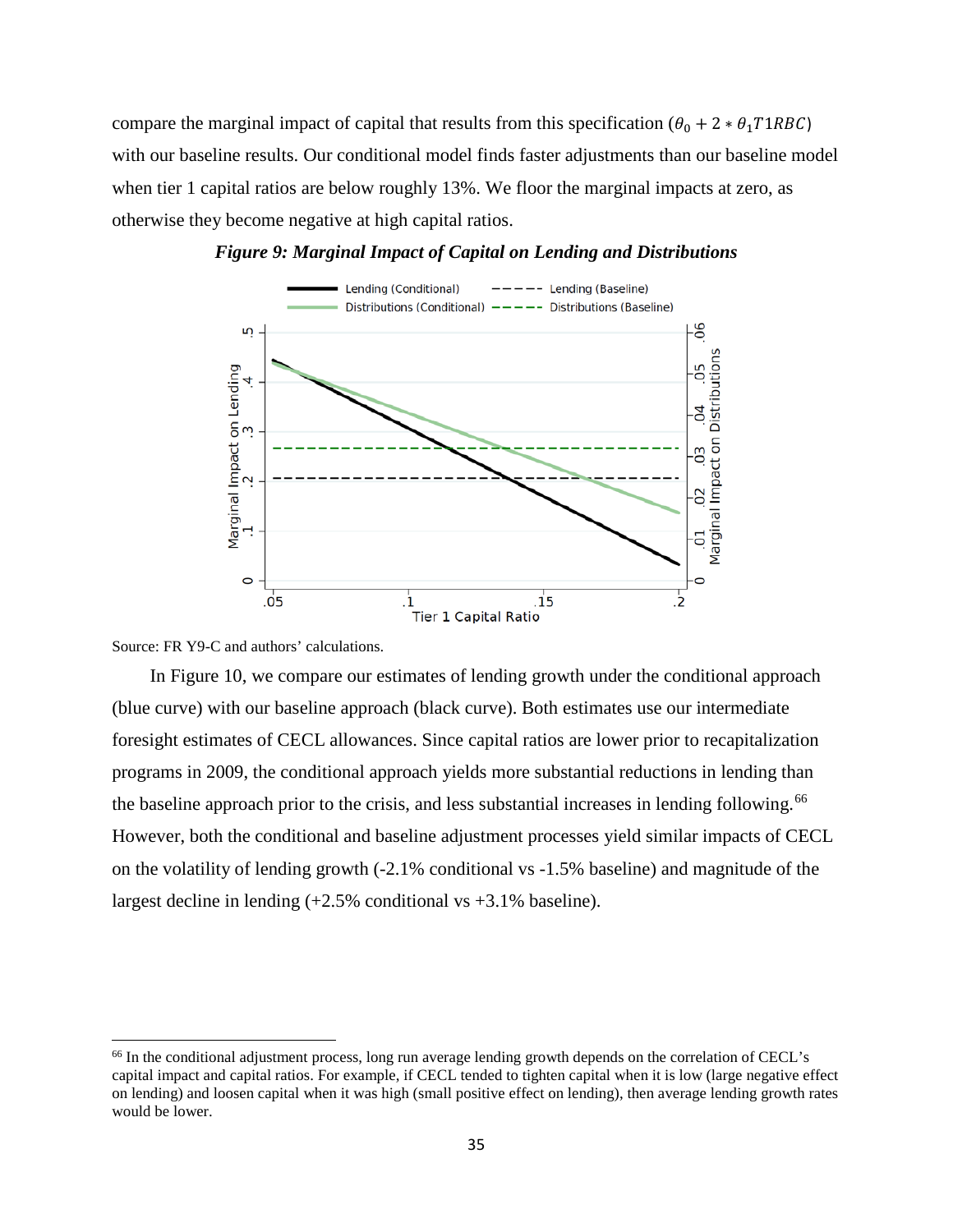compare the marginal impact of capital that results from this specification ($\theta_0 + 2 * \theta_1 T1RBC$) with our baseline results. Our conditional model finds faster adjustments than our baseline model when tier 1 capital ratios are below roughly 13%. We floor the marginal impacts at zero, as otherwise they become negative at high capital ratios.

***Figure 9: Marginal Impact of Capital on Lending and Distributions***

Source: FR Y9-C and authors' calculations.

In Figure 10, we compare our estimates of lending growth under the conditional approach (blue curve) with our baseline approach (black curve). Both estimates use our intermediate foresight estimates of CECL allowances. Since capital ratios are lower prior to recapitalization programs in 2009, the conditional approach yields more substantial reductions in lending than the baseline approach prior to the crisis, and less substantial increases in lending following.[66] However, both the conditional and baseline adjustment processes yield similar impacts of CECL on the volatility of lending growth (-2.1% conditional vs -1.5% baseline) and magnitude of the largest decline in lending (+2.5% conditional vs +3.1% baseline).

[66] In the conditional adjustment process, long run average lending growth depends on the correlation of CECL's capital impact and capital ratios. For example, if CECL tended to tighten capital when it is low (large negative effect on lending) and loosen capital when it was high (small positive effect on lending), then average lending growth rates would be lower.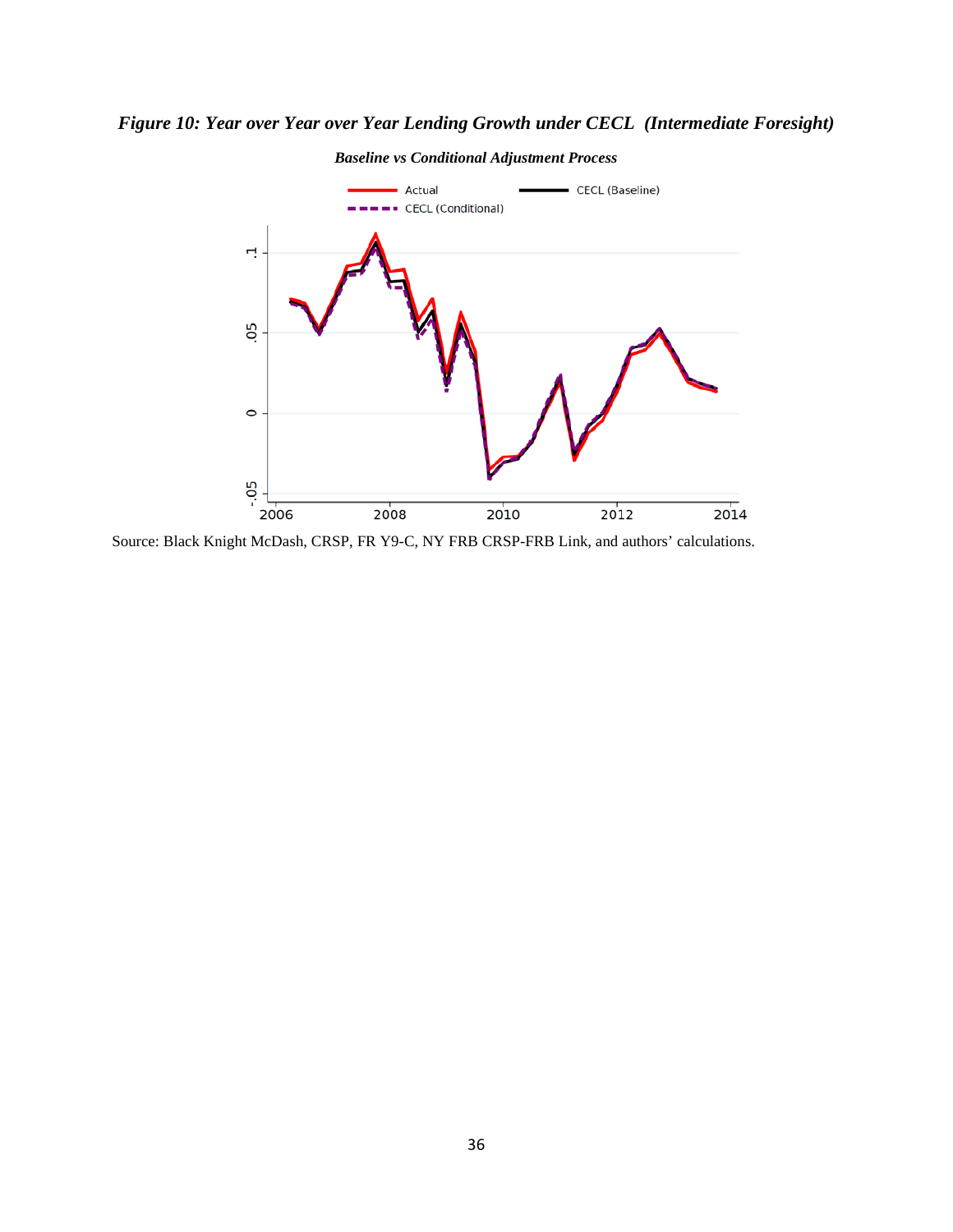*Figure 10: Year over Year over Year Lending Growth under CECL (Intermediate Foresight)*

*Baseline vs Conditional Adjustment Process*

Actual

CECL (Baseline)

CECL (Conditional)

.1

.05

0

-.05

2006

2008

2010

2012

2014

Source: Black Knight McDash, CRSP, FR Y9-C, NY FRB CRSP-FRB Link, and authors' calculations.